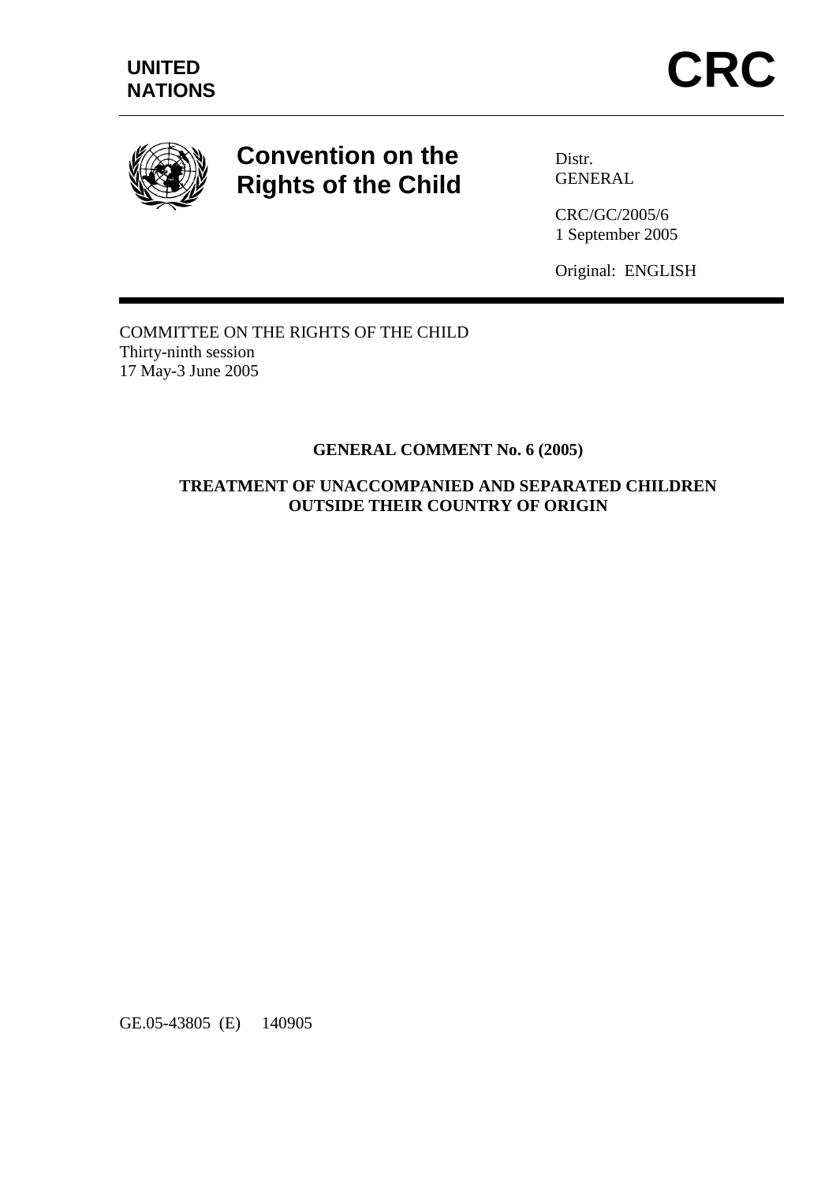**UNITED NATIONS**

# CRC

**Convention on the Rights of the Child**

Distr.
GENERAL

CRC/GC/2005/6
1 September 2005

Original: ENGLISH

COMMITTEE ON THE RIGHTS OF THE CHILD
Thirty-ninth session
17 May-3 June 2005

## GENERAL COMMENT No. 6 (2005)

## TREATMENT OF UNACCOMPANIED AND SEPARATED CHILDREN OUTSIDE THEIR COUNTRY OF ORIGIN

GE.05-43805 (E) 140905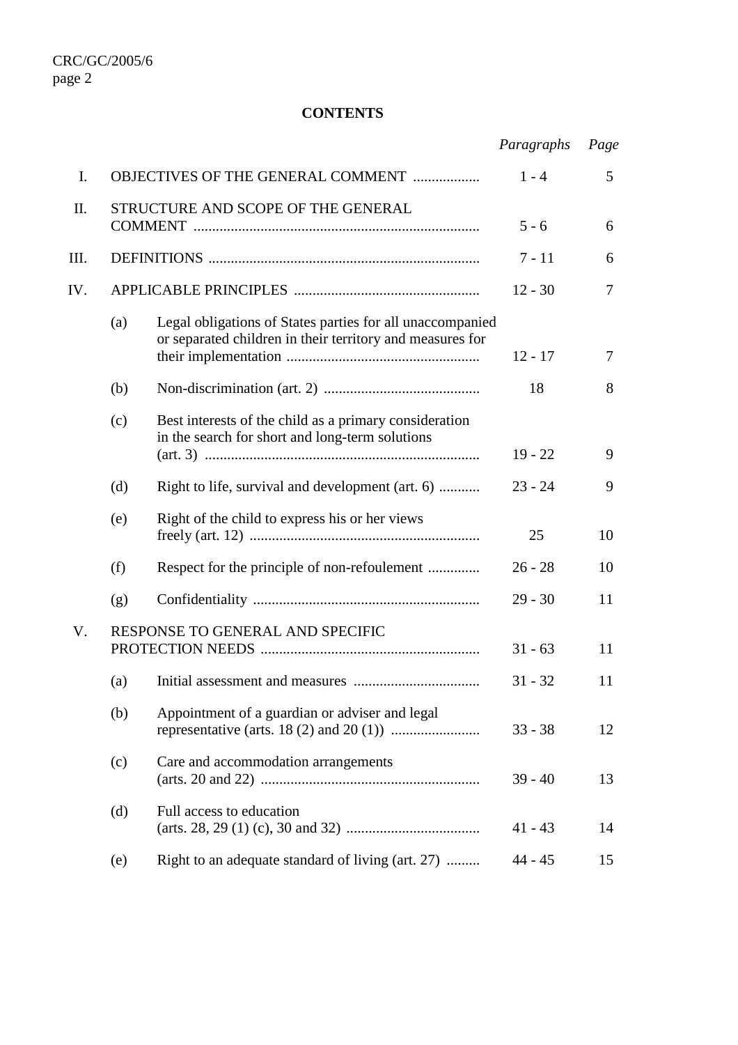**CONTENTS**

| | | | *Paragraphs* | *Page* |
|---|---|---|---|---|
| I. | OBJECTIVES OF THE GENERAL COMMENT | | 1 - 4 | 5 |
| II. | STRUCTURE AND SCOPE OF THE GENERAL COMMENT | | 5 - 6 | 6 |
| III. | DEFINITIONS | | 7 - 11 | 6 |
| IV. | APPLICABLE PRINCIPLES | | 12 - 30 | 7 |
| | (a) | Legal obligations of States parties for all unaccompanied or separated children in their territory and measures for their implementation | 12 - 17 | 7 |
| | (b) | Non-discrimination (art. 2) | 18 | 8 |
| | (c) | Best interests of the child as a primary consideration in the search for short and long-term solutions (art. 3) | 19 - 22 | 9 |
| | (d) | Right to life, survival and development (art. 6) | 23 - 24 | 9 |
| | (e) | Right of the child to express his or her views freely (art. 12) | 25 | 10 |
| | (f) | Respect for the principle of non-refoulement | 26 - 28 | 10 |
| | (g) | Confidentiality | 29 - 30 | 11 |
| V. | RESPONSE TO GENERAL AND SPECIFIC PROTECTION NEEDS | | 31 - 63 | 11 |
| | (a) | Initial assessment and measures | 31 - 32 | 11 |
| | (b) | Appointment of a guardian or adviser and legal representative (arts. 18 (2) and 20 (1)) | 33 - 38 | 12 |
| | (c) | Care and accommodation arrangements (arts. 20 and 22) | 39 - 40 | 13 |
| | (d) | Full access to education (arts. 28, 29 (1) (c), 30 and 32) | 41 - 43 | 14 |
| | (e) | Right to an adequate standard of living (art. 27) | 44 - 45 | 15 |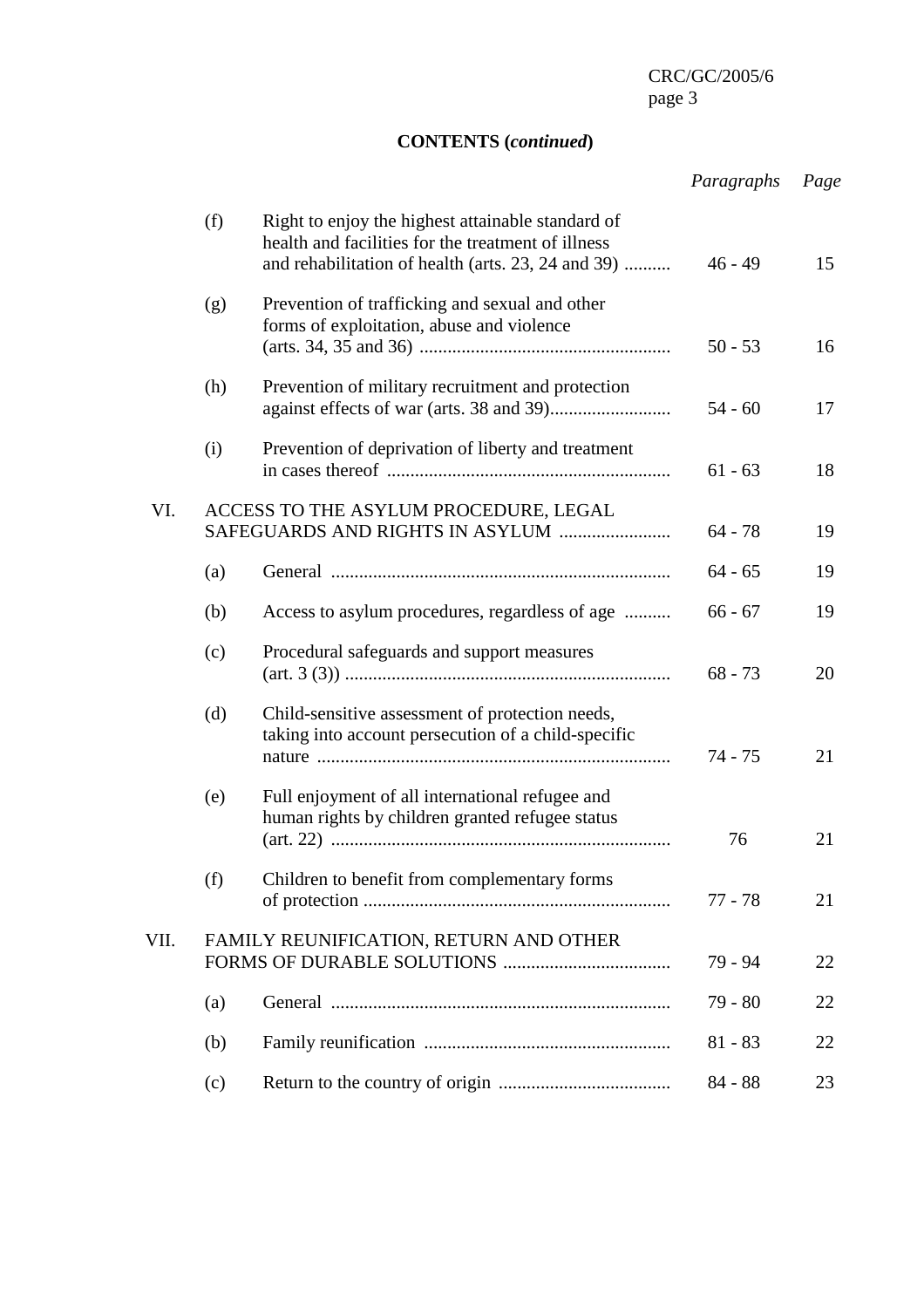**CONTENTS (*continued*)**

| | | | *Paragraphs* | *Page* |
|---|---|---|---|---|
| | (f) | Right to enjoy the highest attainable standard of health and facilities for the treatment of illness and rehabilitation of health (arts. 23, 24 and 39) | 46 - 49 | 15 |
| | (g) | Prevention of trafficking and sexual and other forms of exploitation, abuse and violence (arts. 34, 35 and 36) | 50 - 53 | 16 |
| | (h) | Prevention of military recruitment and protection against effects of war (arts. 38 and 39) | 54 - 60 | 17 |
| | (i) | Prevention of deprivation of liberty and treatment in cases thereof | 61 - 63 | 18 |
| VI. | ACCESS TO THE ASYLUM PROCEDURE, LEGAL SAFEGUARDS AND RIGHTS IN ASYLUM | | 64 - 78 | 19 |
| | (a) | General | 64 - 65 | 19 |
| | (b) | Access to asylum procedures, regardless of age | 66 - 67 | 19 |
| | (c) | Procedural safeguards and support measures (art. 3 (3)) | 68 - 73 | 20 |
| | (d) | Child-sensitive assessment of protection needs, taking into account persecution of a child-specific nature | 74 - 75 | 21 |
| | (e) | Full enjoyment of all international refugee and human rights by children granted refugee status (art. 22) | 76 | 21 |
| | (f) | Children to benefit from complementary forms of protection | 77 - 78 | 21 |
| VII. | FAMILY REUNIFICATION, RETURN AND OTHER FORMS OF DURABLE SOLUTIONS | | 79 - 94 | 22 |
| | (a) | General | 79 - 80 | 22 |
| | (b) | Family reunification | 81 - 83 | 22 |
| | (c) | Return to the country of origin | 84 - 88 | 23 |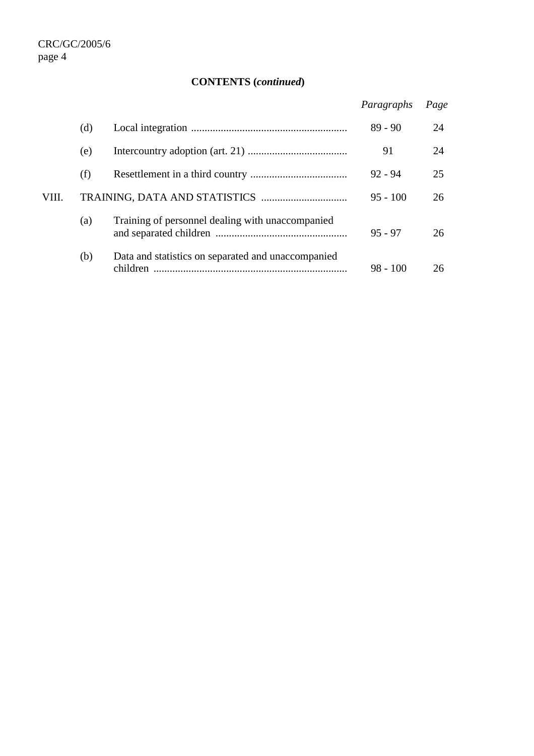**CONTENTS (*continued*)**

| | | | *Paragraphs* | *Page* |
|---|---|---|---|---|
| | (d) | Local integration | 89 - 90 | 24 |
| | (e) | Intercountry adoption (art. 21) | 91 | 24 |
| | (f) | Resettlement in a third country | 92 - 94 | 25 |
| VIII. | TRAINING, DATA AND STATISTICS | | 95 - 100 | 26 |
| | (a) | Training of personnel dealing with unaccompanied and separated children | 95 - 97 | 26 |
| | (b) | Data and statistics on separated and unaccompanied children | 98 - 100 | 26 |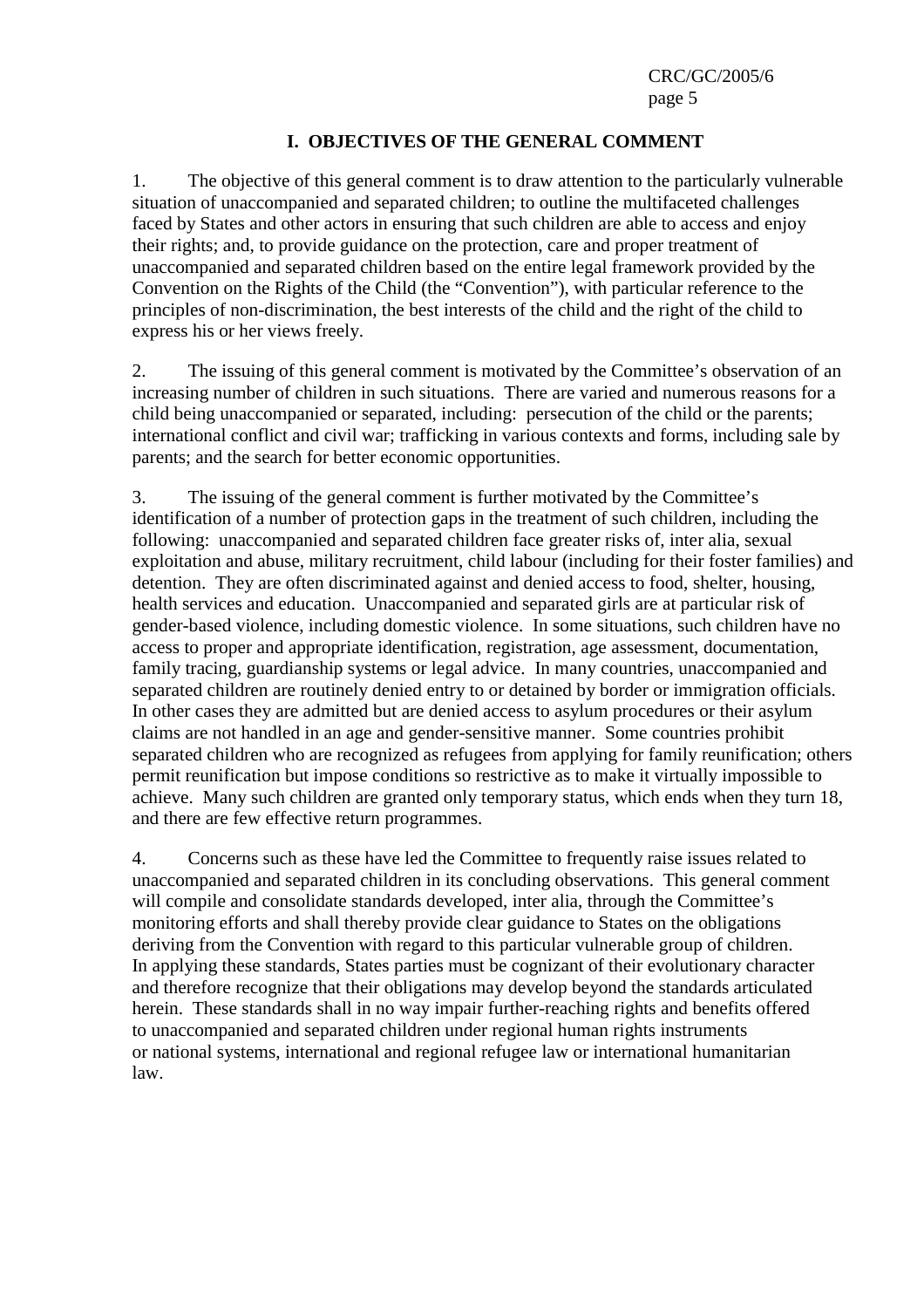## I. OBJECTIVES OF THE GENERAL COMMENT

1. The objective of this general comment is to draw attention to the particularly vulnerable situation of unaccompanied and separated children; to outline the multifaceted challenges faced by States and other actors in ensuring that such children are able to access and enjoy their rights; and, to provide guidance on the protection, care and proper treatment of unaccompanied and separated children based on the entire legal framework provided by the Convention on the Rights of the Child (the "Convention"), with particular reference to the principles of non-discrimination, the best interests of the child and the right of the child to express his or her views freely.

2. The issuing of this general comment is motivated by the Committee's observation of an increasing number of children in such situations. There are varied and numerous reasons for a child being unaccompanied or separated, including: persecution of the child or the parents; international conflict and civil war; trafficking in various contexts and forms, including sale by parents; and the search for better economic opportunities.

3. The issuing of the general comment is further motivated by the Committee's identification of a number of protection gaps in the treatment of such children, including the following: unaccompanied and separated children face greater risks of, inter alia, sexual exploitation and abuse, military recruitment, child labour (including for their foster families) and detention. They are often discriminated against and denied access to food, shelter, housing, health services and education. Unaccompanied and separated girls are at particular risk of gender-based violence, including domestic violence. In some situations, such children have no access to proper and appropriate identification, registration, age assessment, documentation, family tracing, guardianship systems or legal advice. In many countries, unaccompanied and separated children are routinely denied entry to or detained by border or immigration officials. In other cases they are admitted but are denied access to asylum procedures or their asylum claims are not handled in an age and gender-sensitive manner. Some countries prohibit separated children who are recognized as refugees from applying for family reunification; others permit reunification but impose conditions so restrictive as to make it virtually impossible to achieve. Many such children are granted only temporary status, which ends when they turn 18, and there are few effective return programmes.

4. Concerns such as these have led the Committee to frequently raise issues related to unaccompanied and separated children in its concluding observations. This general comment will compile and consolidate standards developed, inter alia, through the Committee's monitoring efforts and shall thereby provide clear guidance to States on the obligations deriving from the Convention with regard to this particular vulnerable group of children. In applying these standards, States parties must be cognizant of their evolutionary character and therefore recognize that their obligations may develop beyond the standards articulated herein. These standards shall in no way impair further-reaching rights and benefits offered to unaccompanied and separated children under regional human rights instruments or national systems, international and regional refugee law or international humanitarian law.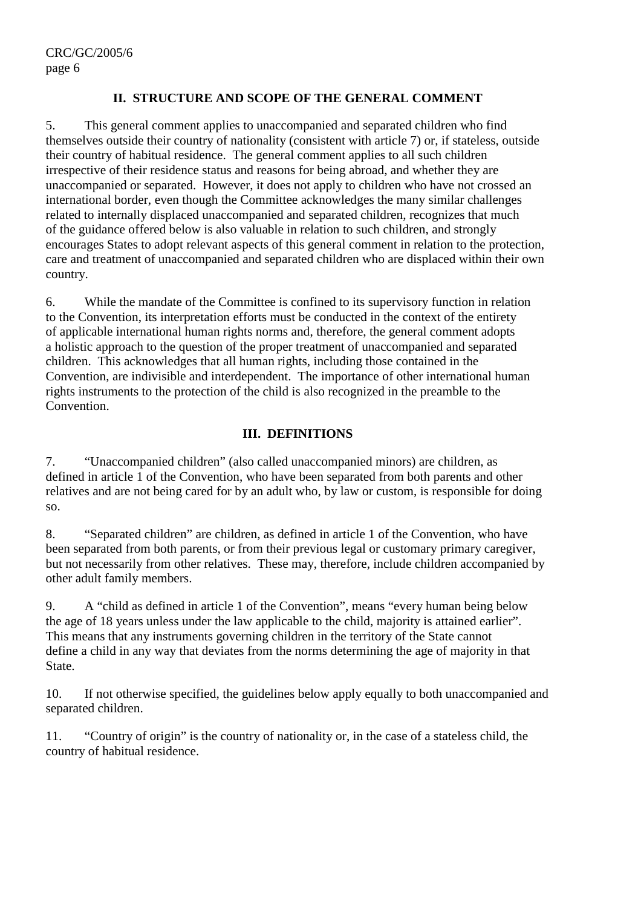## II. STRUCTURE AND SCOPE OF THE GENERAL COMMENT

5. This general comment applies to unaccompanied and separated children who find themselves outside their country of nationality (consistent with article 7) or, if stateless, outside their country of habitual residence. The general comment applies to all such children irrespective of their residence status and reasons for being abroad, and whether they are unaccompanied or separated. However, it does not apply to children who have not crossed an international border, even though the Committee acknowledges the many similar challenges related to internally displaced unaccompanied and separated children, recognizes that much of the guidance offered below is also valuable in relation to such children, and strongly encourages States to adopt relevant aspects of this general comment in relation to the protection, care and treatment of unaccompanied and separated children who are displaced within their own country.

6. While the mandate of the Committee is confined to its supervisory function in relation to the Convention, its interpretation efforts must be conducted in the context of the entirety of applicable international human rights norms and, therefore, the general comment adopts a holistic approach to the question of the proper treatment of unaccompanied and separated children. This acknowledges that all human rights, including those contained in the Convention, are indivisible and interdependent. The importance of other international human rights instruments to the protection of the child is also recognized in the preamble to the Convention.

## III. DEFINITIONS

7. "Unaccompanied children" (also called unaccompanied minors) are children, as defined in article 1 of the Convention, who have been separated from both parents and other relatives and are not being cared for by an adult who, by law or custom, is responsible for doing so.

8. "Separated children" are children, as defined in article 1 of the Convention, who have been separated from both parents, or from their previous legal or customary primary caregiver, but not necessarily from other relatives. These may, therefore, include children accompanied by other adult family members.

9. A "child as defined in article 1 of the Convention", means "every human being below the age of 18 years unless under the law applicable to the child, majority is attained earlier". This means that any instruments governing children in the territory of the State cannot define a child in any way that deviates from the norms determining the age of majority in that State.

10. If not otherwise specified, the guidelines below apply equally to both unaccompanied and separated children.

11. "Country of origin" is the country of nationality or, in the case of a stateless child, the country of habitual residence.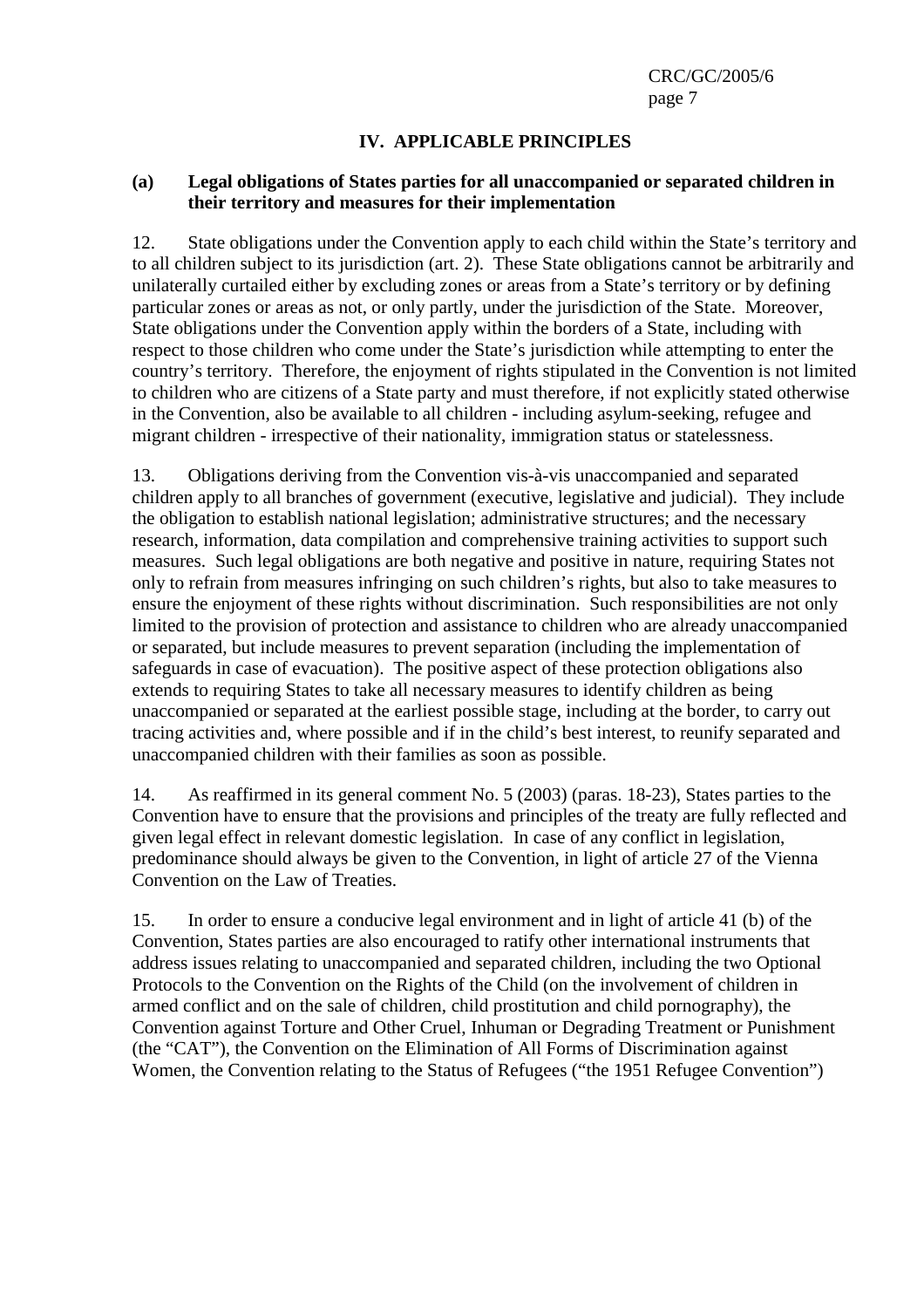## IV. APPLICABLE PRINCIPLES

### (a) Legal obligations of States parties for all unaccompanied or separated children in their territory and measures for their implementation

12. State obligations under the Convention apply to each child within the State's territory and to all children subject to its jurisdiction (art. 2). These State obligations cannot be arbitrarily and unilaterally curtailed either by excluding zones or areas from a State's territory or by defining particular zones or areas as not, or only partly, under the jurisdiction of the State. Moreover, State obligations under the Convention apply within the borders of a State, including with respect to those children who come under the State's jurisdiction while attempting to enter the country's territory. Therefore, the enjoyment of rights stipulated in the Convention is not limited to children who are citizens of a State party and must therefore, if not explicitly stated otherwise in the Convention, also be available to all children - including asylum-seeking, refugee and migrant children - irrespective of their nationality, immigration status or statelessness.

13. Obligations deriving from the Convention vis-à-vis unaccompanied and separated children apply to all branches of government (executive, legislative and judicial). They include the obligation to establish national legislation; administrative structures; and the necessary research, information, data compilation and comprehensive training activities to support such measures. Such legal obligations are both negative and positive in nature, requiring States not only to refrain from measures infringing on such children's rights, but also to take measures to ensure the enjoyment of these rights without discrimination. Such responsibilities are not only limited to the provision of protection and assistance to children who are already unaccompanied or separated, but include measures to prevent separation (including the implementation of safeguards in case of evacuation). The positive aspect of these protection obligations also extends to requiring States to take all necessary measures to identify children as being unaccompanied or separated at the earliest possible stage, including at the border, to carry out tracing activities and, where possible and if in the child's best interest, to reunify separated and unaccompanied children with their families as soon as possible.

14. As reaffirmed in its general comment No. 5 (2003) (paras. 18-23), States parties to the Convention have to ensure that the provisions and principles of the treaty are fully reflected and given legal effect in relevant domestic legislation. In case of any conflict in legislation, predominance should always be given to the Convention, in light of article 27 of the Vienna Convention on the Law of Treaties.

15. In order to ensure a conducive legal environment and in light of article 41 (b) of the Convention, States parties are also encouraged to ratify other international instruments that address issues relating to unaccompanied and separated children, including the two Optional Protocols to the Convention on the Rights of the Child (on the involvement of children in armed conflict and on the sale of children, child prostitution and child pornography), the Convention against Torture and Other Cruel, Inhuman or Degrading Treatment or Punishment (the "CAT"), the Convention on the Elimination of All Forms of Discrimination against Women, the Convention relating to the Status of Refugees ("the 1951 Refugee Convention")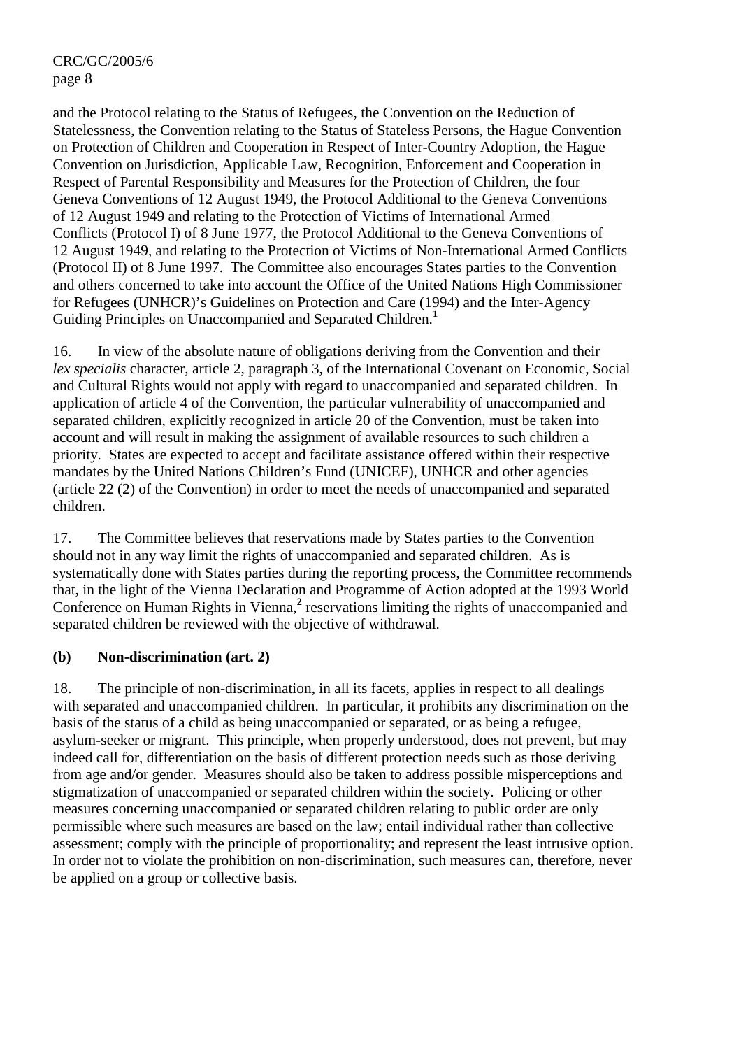and the Protocol relating to the Status of Refugees, the Convention on the Reduction of Statelessness, the Convention relating to the Status of Stateless Persons, the Hague Convention on Protection of Children and Cooperation in Respect of Inter-Country Adoption, the Hague Convention on Jurisdiction, Applicable Law, Recognition, Enforcement and Cooperation in Respect of Parental Responsibility and Measures for the Protection of Children, the four Geneva Conventions of 12 August 1949, the Protocol Additional to the Geneva Conventions of 12 August 1949 and relating to the Protection of Victims of International Armed Conflicts (Protocol I) of 8 June 1977, the Protocol Additional to the Geneva Conventions of 12 August 1949, and relating to the Protection of Victims of Non-International Armed Conflicts (Protocol II) of 8 June 1997. The Committee also encourages States parties to the Convention and others concerned to take into account the Office of the United Nations High Commissioner for Refugees (UNHCR)'s Guidelines on Protection and Care (1994) and the Inter-Agency Guiding Principles on Unaccompanied and Separated Children.[1]

16. In view of the absolute nature of obligations deriving from the Convention and their *lex specialis* character, article 2, paragraph 3, of the International Covenant on Economic, Social and Cultural Rights would not apply with regard to unaccompanied and separated children. In application of article 4 of the Convention, the particular vulnerability of unaccompanied and separated children, explicitly recognized in article 20 of the Convention, must be taken into account and will result in making the assignment of available resources to such children a priority. States are expected to accept and facilitate assistance offered within their respective mandates by the United Nations Children's Fund (UNICEF), UNHCR and other agencies (article 22 (2) of the Convention) in order to meet the needs of unaccompanied and separated children.

17. The Committee believes that reservations made by States parties to the Convention should not in any way limit the rights of unaccompanied and separated children. As is systematically done with States parties during the reporting process, the Committee recommends that, in the light of the Vienna Declaration and Programme of Action adopted at the 1993 World Conference on Human Rights in Vienna,[2] reservations limiting the rights of unaccompanied and separated children be reviewed with the objective of withdrawal.

### (b) Non-discrimination (art. 2)

18. The principle of non-discrimination, in all its facets, applies in respect to all dealings with separated and unaccompanied children. In particular, it prohibits any discrimination on the basis of the status of a child as being unaccompanied or separated, or as being a refugee, asylum-seeker or migrant. This principle, when properly understood, does not prevent, but may indeed call for, differentiation on the basis of different protection needs such as those deriving from age and/or gender. Measures should also be taken to address possible misperceptions and stigmatization of unaccompanied or separated children within the society. Policing or other measures concerning unaccompanied or separated children relating to public order are only permissible where such measures are based on the law; entail individual rather than collective assessment; comply with the principle of proportionality; and represent the least intrusive option. In order not to violate the prohibition on non-discrimination, such measures can, therefore, never be applied on a group or collective basis.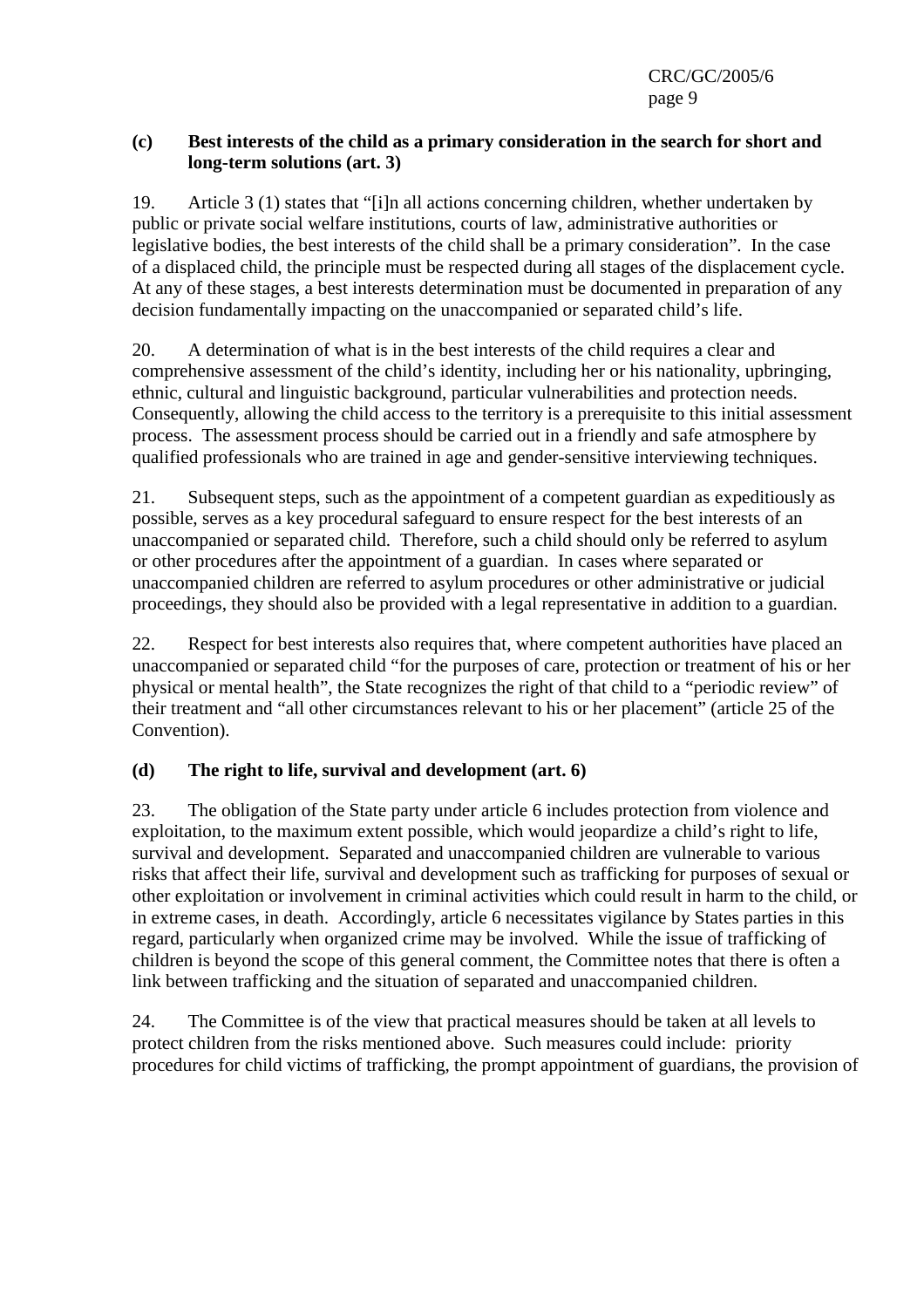### (c) Best interests of the child as a primary consideration in the search for short and long-term solutions (art. 3)

19. Article 3 (1) states that "[i]n all actions concerning children, whether undertaken by public or private social welfare institutions, courts of law, administrative authorities or legislative bodies, the best interests of the child shall be a primary consideration". In the case of a displaced child, the principle must be respected during all stages of the displacement cycle. At any of these stages, a best interests determination must be documented in preparation of any decision fundamentally impacting on the unaccompanied or separated child's life.

20. A determination of what is in the best interests of the child requires a clear and comprehensive assessment of the child's identity, including her or his nationality, upbringing, ethnic, cultural and linguistic background, particular vulnerabilities and protection needs. Consequently, allowing the child access to the territory is a prerequisite to this initial assessment process. The assessment process should be carried out in a friendly and safe atmosphere by qualified professionals who are trained in age and gender-sensitive interviewing techniques.

21. Subsequent steps, such as the appointment of a competent guardian as expeditiously as possible, serves as a key procedural safeguard to ensure respect for the best interests of an unaccompanied or separated child. Therefore, such a child should only be referred to asylum or other procedures after the appointment of a guardian. In cases where separated or unaccompanied children are referred to asylum procedures or other administrative or judicial proceedings, they should also be provided with a legal representative in addition to a guardian.

22. Respect for best interests also requires that, where competent authorities have placed an unaccompanied or separated child "for the purposes of care, protection or treatment of his or her physical or mental health", the State recognizes the right of that child to a "periodic review" of their treatment and "all other circumstances relevant to his or her placement" (article 25 of the Convention).

### (d) The right to life, survival and development (art. 6)

23. The obligation of the State party under article 6 includes protection from violence and exploitation, to the maximum extent possible, which would jeopardize a child's right to life, survival and development. Separated and unaccompanied children are vulnerable to various risks that affect their life, survival and development such as trafficking for purposes of sexual or other exploitation or involvement in criminal activities which could result in harm to the child, or in extreme cases, in death. Accordingly, article 6 necessitates vigilance by States parties in this regard, particularly when organized crime may be involved. While the issue of trafficking of children is beyond the scope of this general comment, the Committee notes that there is often a link between trafficking and the situation of separated and unaccompanied children.

24. The Committee is of the view that practical measures should be taken at all levels to protect children from the risks mentioned above. Such measures could include: priority procedures for child victims of trafficking, the prompt appointment of guardians, the provision of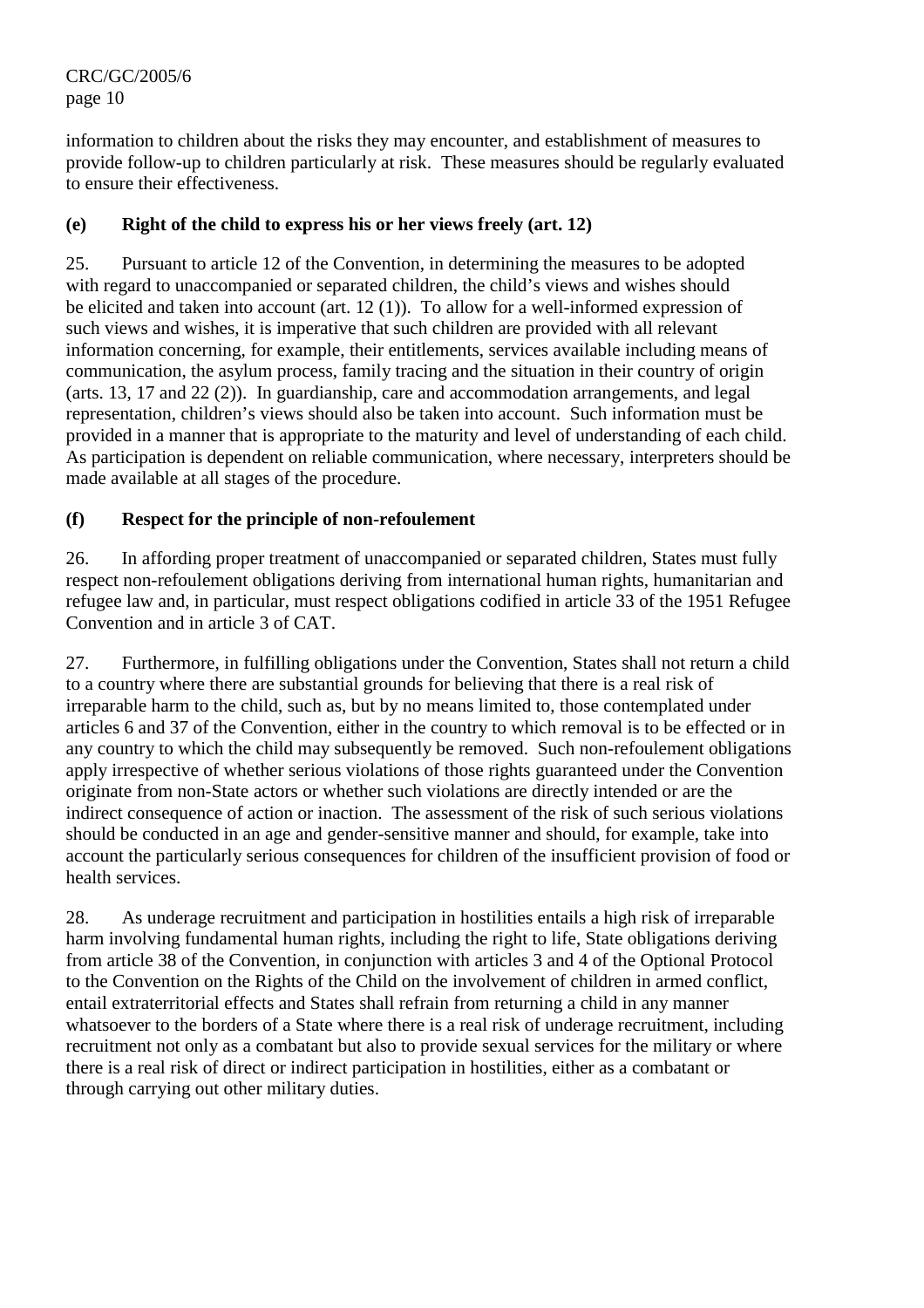information to children about the risks they may encounter, and establishment of measures to provide follow-up to children particularly at risk. These measures should be regularly evaluated to ensure their effectiveness.

### (e) Right of the child to express his or her views freely (art. 12)

25. Pursuant to article 12 of the Convention, in determining the measures to be adopted with regard to unaccompanied or separated children, the child's views and wishes should be elicited and taken into account (art. 12 (1)). To allow for a well-informed expression of such views and wishes, it is imperative that such children are provided with all relevant information concerning, for example, their entitlements, services available including means of communication, the asylum process, family tracing and the situation in their country of origin (arts. 13, 17 and 22 (2)). In guardianship, care and accommodation arrangements, and legal representation, children's views should also be taken into account. Such information must be provided in a manner that is appropriate to the maturity and level of understanding of each child. As participation is dependent on reliable communication, where necessary, interpreters should be made available at all stages of the procedure.

### (f) Respect for the principle of non-refoulement

26. In affording proper treatment of unaccompanied or separated children, States must fully respect non-refoulement obligations deriving from international human rights, humanitarian and refugee law and, in particular, must respect obligations codified in article 33 of the 1951 Refugee Convention and in article 3 of CAT.

27. Furthermore, in fulfilling obligations under the Convention, States shall not return a child to a country where there are substantial grounds for believing that there is a real risk of irreparable harm to the child, such as, but by no means limited to, those contemplated under articles 6 and 37 of the Convention, either in the country to which removal is to be effected or in any country to which the child may subsequently be removed. Such non-refoulement obligations apply irrespective of whether serious violations of those rights guaranteed under the Convention originate from non-State actors or whether such violations are directly intended or are the indirect consequence of action or inaction. The assessment of the risk of such serious violations should be conducted in an age and gender-sensitive manner and should, for example, take into account the particularly serious consequences for children of the insufficient provision of food or health services.

28. As underage recruitment and participation in hostilities entails a high risk of irreparable harm involving fundamental human rights, including the right to life, State obligations deriving from article 38 of the Convention, in conjunction with articles 3 and 4 of the Optional Protocol to the Convention on the Rights of the Child on the involvement of children in armed conflict, entail extraterritorial effects and States shall refrain from returning a child in any manner whatsoever to the borders of a State where there is a real risk of underage recruitment, including recruitment not only as a combatant but also to provide sexual services for the military or where there is a real risk of direct or indirect participation in hostilities, either as a combatant or through carrying out other military duties.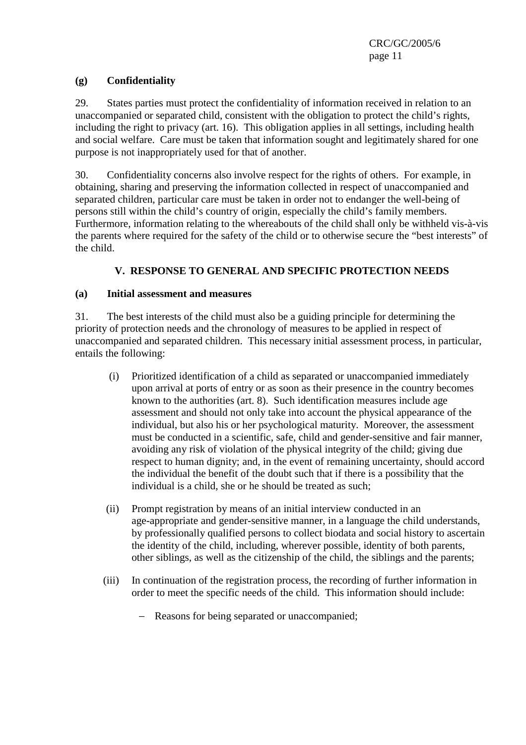### (g) Confidentiality

29. States parties must protect the confidentiality of information received in relation to an unaccompanied or separated child, consistent with the obligation to protect the child's rights, including the right to privacy (art. 16). This obligation applies in all settings, including health and social welfare. Care must be taken that information sought and legitimately shared for one purpose is not inappropriately used for that of another.

30. Confidentiality concerns also involve respect for the rights of others. For example, in obtaining, sharing and preserving the information collected in respect of unaccompanied and separated children, particular care must be taken in order not to endanger the well-being of persons still within the child's country of origin, especially the child's family members. Furthermore, information relating to the whereabouts of the child shall only be withheld vis-à-vis the parents where required for the safety of the child or to otherwise secure the "best interests" of the child.

## V. RESPONSE TO GENERAL AND SPECIFIC PROTECTION NEEDS

### (a) Initial assessment and measures

31. The best interests of the child must also be a guiding principle for determining the priority of protection needs and the chronology of measures to be applied in respect of unaccompanied and separated children. This necessary initial assessment process, in particular, entails the following:

(i) Prioritized identification of a child as separated or unaccompanied immediately upon arrival at ports of entry or as soon as their presence in the country becomes known to the authorities (art. 8). Such identification measures include age assessment and should not only take into account the physical appearance of the individual, but also his or her psychological maturity. Moreover, the assessment must be conducted in a scientific, safe, child and gender-sensitive and fair manner, avoiding any risk of violation of the physical integrity of the child; giving due respect to human dignity; and, in the event of remaining uncertainty, should accord the individual the benefit of the doubt such that if there is a possibility that the individual is a child, she or he should be treated as such;

(ii) Prompt registration by means of an initial interview conducted in an age-appropriate and gender-sensitive manner, in a language the child understands, by professionally qualified persons to collect biodata and social history to ascertain the identity of the child, including, wherever possible, identity of both parents, other siblings, as well as the citizenship of the child, the siblings and the parents;

(iii) In continuation of the registration process, the recording of further information in order to meet the specific needs of the child. This information should include:

- Reasons for being separated or unaccompanied;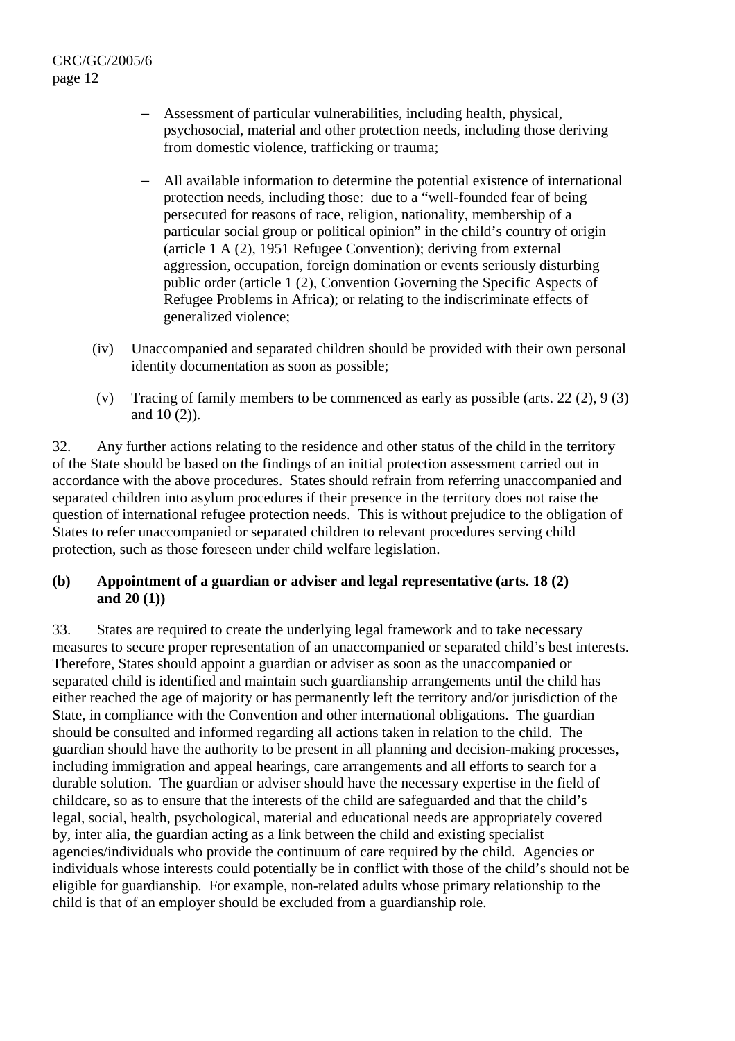- Assessment of particular vulnerabilities, including health, physical, psychosocial, material and other protection needs, including those deriving from domestic violence, trafficking or trauma;

- All available information to determine the potential existence of international protection needs, including those: due to a "well-founded fear of being persecuted for reasons of race, religion, nationality, membership of a particular social group or political opinion" in the child's country of origin (article 1 A (2), 1951 Refugee Convention); deriving from external aggression, occupation, foreign domination or events seriously disturbing public order (article 1 (2), Convention Governing the Specific Aspects of Refugee Problems in Africa); or relating to the indiscriminate effects of generalized violence;

(iv) Unaccompanied and separated children should be provided with their own personal identity documentation as soon as possible;

(v) Tracing of family members to be commenced as early as possible (arts. 22 (2), 9 (3) and 10 (2)).

32. Any further actions relating to the residence and other status of the child in the territory of the State should be based on the findings of an initial protection assessment carried out in accordance with the above procedures. States should refrain from referring unaccompanied and separated children into asylum procedures if their presence in the territory does not raise the question of international refugee protection needs. This is without prejudice to the obligation of States to refer unaccompanied or separated children to relevant procedures serving child protection, such as those foreseen under child welfare legislation.

**(b) Appointment of a guardian or adviser and legal representative (arts. 18 (2) and 20 (1))**

33. States are required to create the underlying legal framework and to take necessary measures to secure proper representation of an unaccompanied or separated child's best interests. Therefore, States should appoint a guardian or adviser as soon as the unaccompanied or separated child is identified and maintain such guardianship arrangements until the child has either reached the age of majority or has permanently left the territory and/or jurisdiction of the State, in compliance with the Convention and other international obligations. The guardian should be consulted and informed regarding all actions taken in relation to the child. The guardian should have the authority to be present in all planning and decision-making processes, including immigration and appeal hearings, care arrangements and all efforts to search for a durable solution. The guardian or adviser should have the necessary expertise in the field of childcare, so as to ensure that the interests of the child are safeguarded and that the child's legal, social, health, psychological, material and educational needs are appropriately covered by, inter alia, the guardian acting as a link between the child and existing specialist agencies/individuals who provide the continuum of care required by the child. Agencies or individuals whose interests could potentially be in conflict with those of the child's should not be eligible for guardianship. For example, non-related adults whose primary relationship to the child is that of an employer should be excluded from a guardianship role.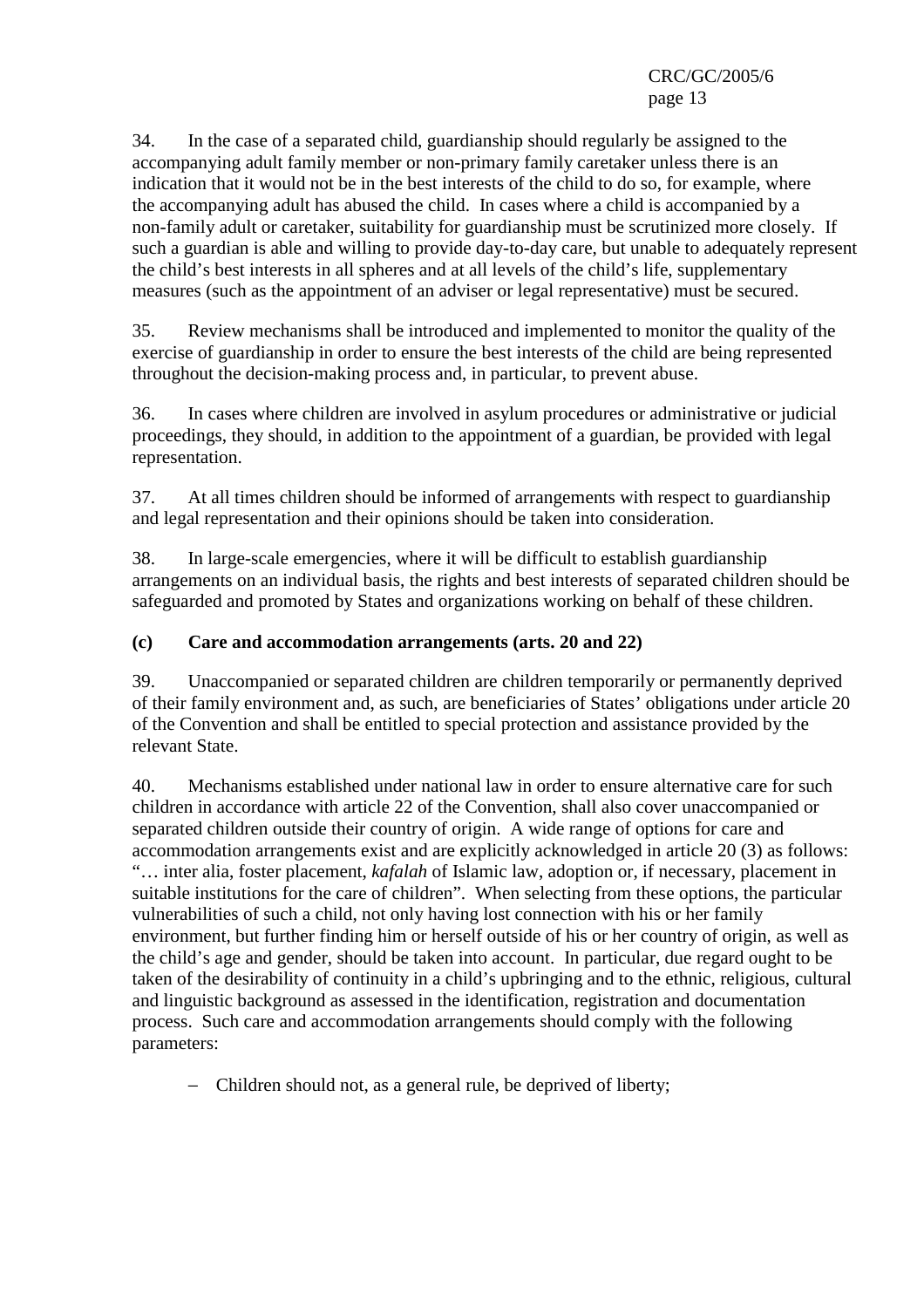34. In the case of a separated child, guardianship should regularly be assigned to the accompanying adult family member or non-primary family caretaker unless there is an indication that it would not be in the best interests of the child to do so, for example, where the accompanying adult has abused the child. In cases where a child is accompanied by a non-family adult or caretaker, suitability for guardianship must be scrutinized more closely. If such a guardian is able and willing to provide day-to-day care, but unable to adequately represent the child's best interests in all spheres and at all levels of the child's life, supplementary measures (such as the appointment of an adviser or legal representative) must be secured.

35. Review mechanisms shall be introduced and implemented to monitor the quality of the exercise of guardianship in order to ensure the best interests of the child are being represented throughout the decision-making process and, in particular, to prevent abuse.

36. In cases where children are involved in asylum procedures or administrative or judicial proceedings, they should, in addition to the appointment of a guardian, be provided with legal representation.

37. At all times children should be informed of arrangements with respect to guardianship and legal representation and their opinions should be taken into consideration.

38. In large-scale emergencies, where it will be difficult to establish guardianship arrangements on an individual basis, the rights and best interests of separated children should be safeguarded and promoted by States and organizations working on behalf of these children.

**(c) Care and accommodation arrangements (arts. 20 and 22)**

39. Unaccompanied or separated children are children temporarily or permanently deprived of their family environment and, as such, are beneficiaries of States' obligations under article 20 of the Convention and shall be entitled to special protection and assistance provided by the relevant State.

40. Mechanisms established under national law in order to ensure alternative care for such children in accordance with article 22 of the Convention, shall also cover unaccompanied or separated children outside their country of origin. A wide range of options for care and accommodation arrangements exist and are explicitly acknowledged in article 20 (3) as follows: "… inter alia, foster placement, *kafalah* of Islamic law, adoption or, if necessary, placement in suitable institutions for the care of children". When selecting from these options, the particular vulnerabilities of such a child, not only having lost connection with his or her family environment, but further finding him or herself outside of his or her country of origin, as well as the child's age and gender, should be taken into account. In particular, due regard ought to be taken of the desirability of continuity in a child's upbringing and to the ethnic, religious, cultural and linguistic background as assessed in the identification, registration and documentation process. Such care and accommodation arrangements should comply with the following parameters:

- Children should not, as a general rule, be deprived of liberty;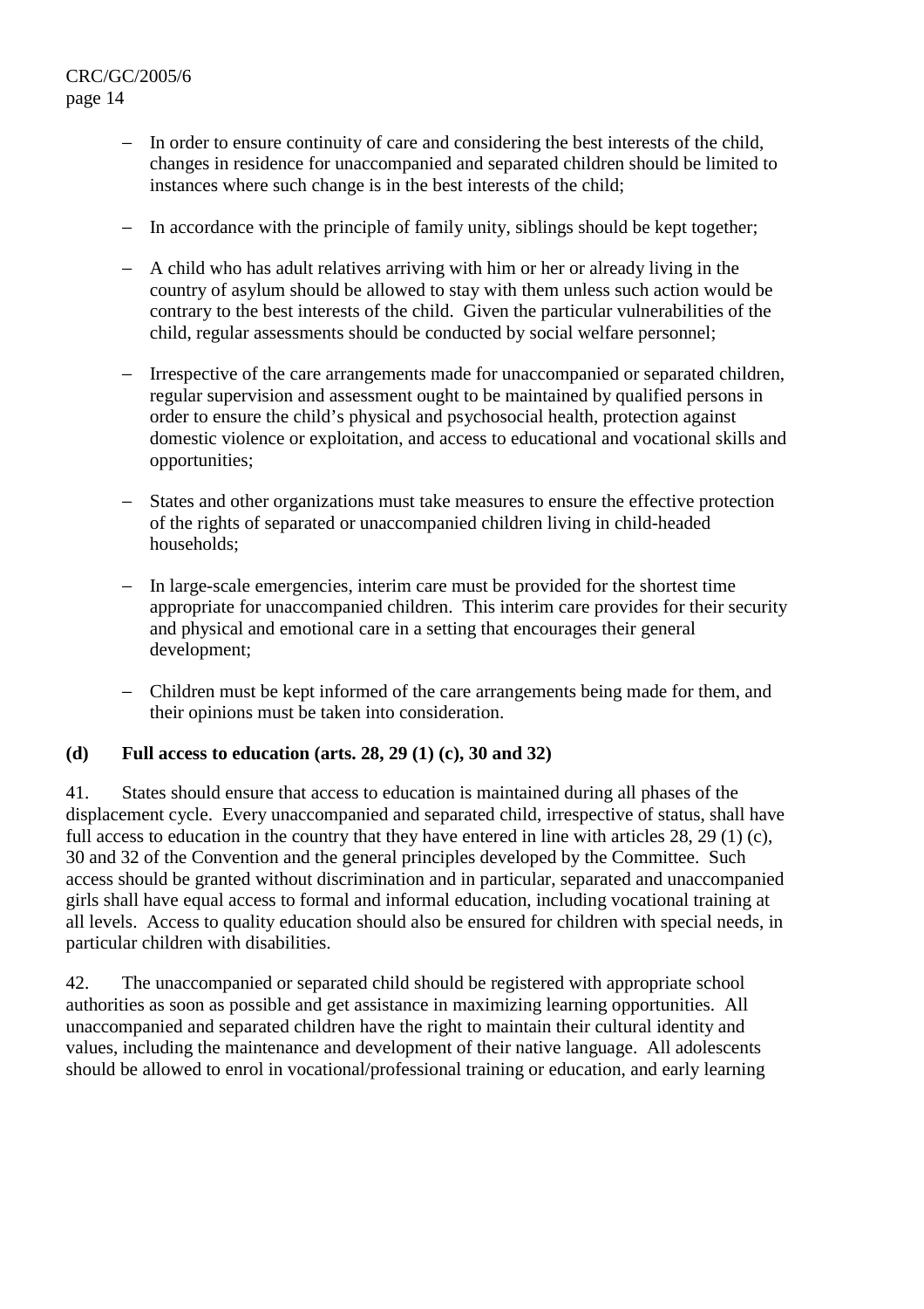- In order to ensure continuity of care and considering the best interests of the child, changes in residence for unaccompanied and separated children should be limited to instances where such change is in the best interests of the child;

- In accordance with the principle of family unity, siblings should be kept together;

- A child who has adult relatives arriving with him or her or already living in the country of asylum should be allowed to stay with them unless such action would be contrary to the best interests of the child. Given the particular vulnerabilities of the child, regular assessments should be conducted by social welfare personnel;

- Irrespective of the care arrangements made for unaccompanied or separated children, regular supervision and assessment ought to be maintained by qualified persons in order to ensure the child's physical and psychosocial health, protection against domestic violence or exploitation, and access to educational and vocational skills and opportunities;

- States and other organizations must take measures to ensure the effective protection of the rights of separated or unaccompanied children living in child-headed households;

- In large-scale emergencies, interim care must be provided for the shortest time appropriate for unaccompanied children. This interim care provides for their security and physical and emotional care in a setting that encourages their general development;

- Children must be kept informed of the care arrangements being made for them, and their opinions must be taken into consideration.

### (d) Full access to education (arts. 28, 29 (1) (c), 30 and 32)

41. States should ensure that access to education is maintained during all phases of the displacement cycle. Every unaccompanied and separated child, irrespective of status, shall have full access to education in the country that they have entered in line with articles 28, 29 (1) (c), 30 and 32 of the Convention and the general principles developed by the Committee. Such access should be granted without discrimination and in particular, separated and unaccompanied girls shall have equal access to formal and informal education, including vocational training at all levels. Access to quality education should also be ensured for children with special needs, in particular children with disabilities.

42. The unaccompanied or separated child should be registered with appropriate school authorities as soon as possible and get assistance in maximizing learning opportunities. All unaccompanied and separated children have the right to maintain their cultural identity and values, including the maintenance and development of their native language. All adolescents should be allowed to enrol in vocational/professional training or education, and early learning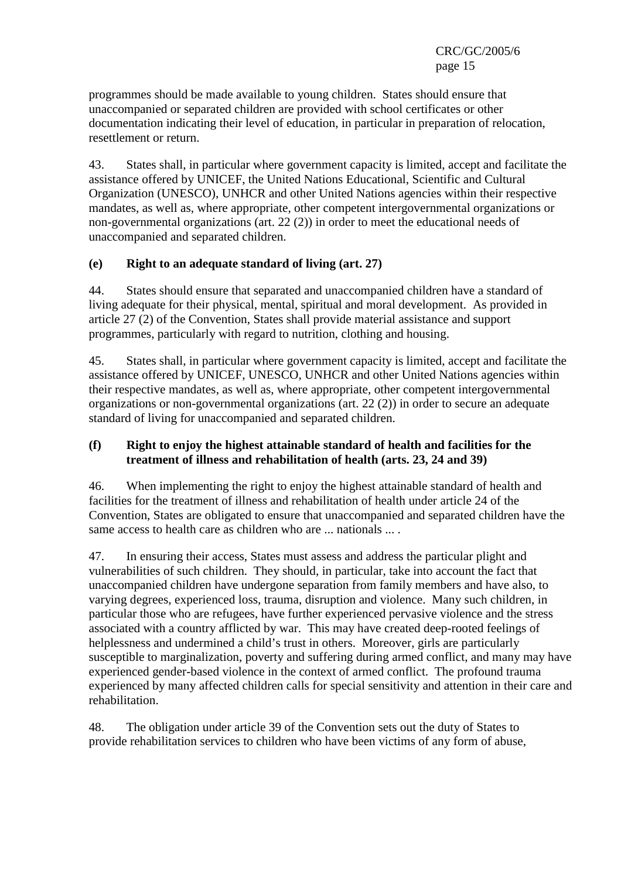programmes should be made available to young children. States should ensure that unaccompanied or separated children are provided with school certificates or other documentation indicating their level of education, in particular in preparation of relocation, resettlement or return.

43. States shall, in particular where government capacity is limited, accept and facilitate the assistance offered by UNICEF, the United Nations Educational, Scientific and Cultural Organization (UNESCO), UNHCR and other United Nations agencies within their respective mandates, as well as, where appropriate, other competent intergovernmental organizations or non-governmental organizations (art. 22 (2)) in order to meet the educational needs of unaccompanied and separated children.

### (e) Right to an adequate standard of living (art. 27)

44. States should ensure that separated and unaccompanied children have a standard of living adequate for their physical, mental, spiritual and moral development. As provided in article 27 (2) of the Convention, States shall provide material assistance and support programmes, particularly with regard to nutrition, clothing and housing.

45. States shall, in particular where government capacity is limited, accept and facilitate the assistance offered by UNICEF, UNESCO, UNHCR and other United Nations agencies within their respective mandates, as well as, where appropriate, other competent intergovernmental organizations or non-governmental organizations (art. 22 (2)) in order to secure an adequate standard of living for unaccompanied and separated children.

### (f) Right to enjoy the highest attainable standard of health and facilities for the treatment of illness and rehabilitation of health (arts. 23, 24 and 39)

46. When implementing the right to enjoy the highest attainable standard of health and facilities for the treatment of illness and rehabilitation of health under article 24 of the Convention, States are obligated to ensure that unaccompanied and separated children have the same access to health care as children who are ... nationals ... .

47. In ensuring their access, States must assess and address the particular plight and vulnerabilities of such children. They should, in particular, take into account the fact that unaccompanied children have undergone separation from family members and have also, to varying degrees, experienced loss, trauma, disruption and violence. Many such children, in particular those who are refugees, have further experienced pervasive violence and the stress associated with a country afflicted by war. This may have created deep-rooted feelings of helplessness and undermined a child's trust in others. Moreover, girls are particularly susceptible to marginalization, poverty and suffering during armed conflict, and many may have experienced gender-based violence in the context of armed conflict. The profound trauma experienced by many affected children calls for special sensitivity and attention in their care and rehabilitation.

48. The obligation under article 39 of the Convention sets out the duty of States to provide rehabilitation services to children who have been victims of any form of abuse,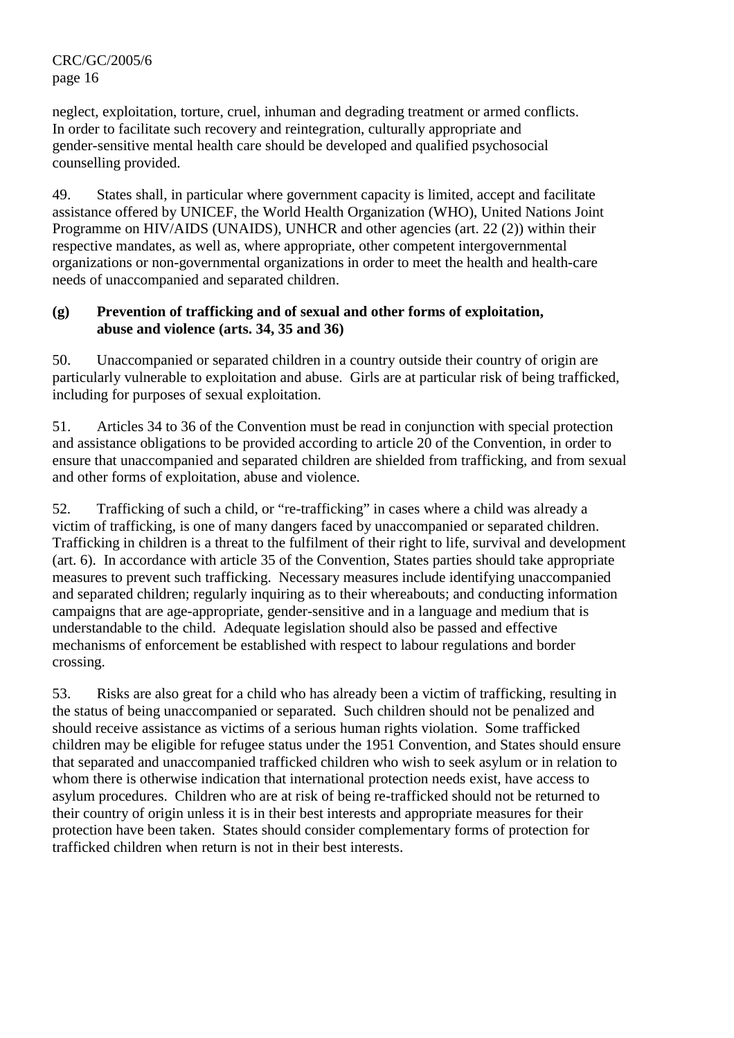neglect, exploitation, torture, cruel, inhuman and degrading treatment or armed conflicts. In order to facilitate such recovery and reintegration, culturally appropriate and gender-sensitive mental health care should be developed and qualified psychosocial counselling provided.

49. States shall, in particular where government capacity is limited, accept and facilitate assistance offered by UNICEF, the World Health Organization (WHO), United Nations Joint Programme on HIV/AIDS (UNAIDS), UNHCR and other agencies (art. 22 (2)) within their respective mandates, as well as, where appropriate, other competent intergovernmental organizations or non-governmental organizations in order to meet the health and health-care needs of unaccompanied and separated children.

### (g) Prevention of trafficking and of sexual and other forms of exploitation, abuse and violence (arts. 34, 35 and 36)

50. Unaccompanied or separated children in a country outside their country of origin are particularly vulnerable to exploitation and abuse. Girls are at particular risk of being trafficked, including for purposes of sexual exploitation.

51. Articles 34 to 36 of the Convention must be read in conjunction with special protection and assistance obligations to be provided according to article 20 of the Convention, in order to ensure that unaccompanied and separated children are shielded from trafficking, and from sexual and other forms of exploitation, abuse and violence.

52. Trafficking of such a child, or "re-trafficking" in cases where a child was already a victim of trafficking, is one of many dangers faced by unaccompanied or separated children. Trafficking in children is a threat to the fulfilment of their right to life, survival and development (art. 6). In accordance with article 35 of the Convention, States parties should take appropriate measures to prevent such trafficking. Necessary measures include identifying unaccompanied and separated children; regularly inquiring as to their whereabouts; and conducting information campaigns that are age-appropriate, gender-sensitive and in a language and medium that is understandable to the child. Adequate legislation should also be passed and effective mechanisms of enforcement be established with respect to labour regulations and border crossing.

53. Risks are also great for a child who has already been a victim of trafficking, resulting in the status of being unaccompanied or separated. Such children should not be penalized and should receive assistance as victims of a serious human rights violation. Some trafficked children may be eligible for refugee status under the 1951 Convention, and States should ensure that separated and unaccompanied trafficked children who wish to seek asylum or in relation to whom there is otherwise indication that international protection needs exist, have access to asylum procedures. Children who are at risk of being re-trafficked should not be returned to their country of origin unless it is in their best interests and appropriate measures for their protection have been taken. States should consider complementary forms of protection for trafficked children when return is not in their best interests.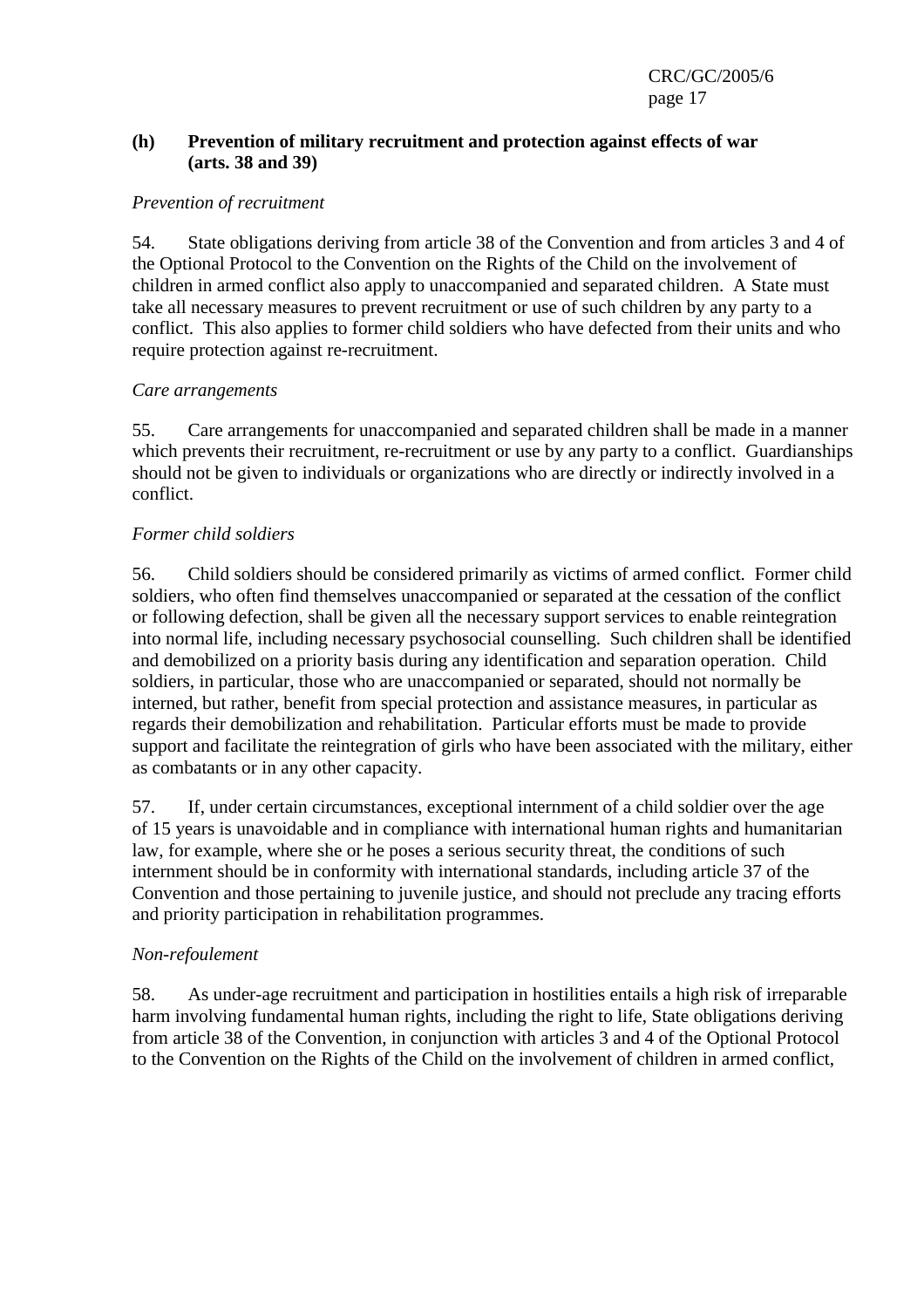**(h) Prevention of military recruitment and protection against effects of war (arts. 38 and 39)**

*Prevention of recruitment*

54. State obligations deriving from article 38 of the Convention and from articles 3 and 4 of the Optional Protocol to the Convention on the Rights of the Child on the involvement of children in armed conflict also apply to unaccompanied and separated children. A State must take all necessary measures to prevent recruitment or use of such children by any party to a conflict. This also applies to former child soldiers who have defected from their units and who require protection against re-recruitment.

*Care arrangements*

55. Care arrangements for unaccompanied and separated children shall be made in a manner which prevents their recruitment, re-recruitment or use by any party to a conflict. Guardianships should not be given to individuals or organizations who are directly or indirectly involved in a conflict.

*Former child soldiers*

56. Child soldiers should be considered primarily as victims of armed conflict. Former child soldiers, who often find themselves unaccompanied or separated at the cessation of the conflict or following defection, shall be given all the necessary support services to enable reintegration into normal life, including necessary psychosocial counselling. Such children shall be identified and demobilized on a priority basis during any identification and separation operation. Child soldiers, in particular, those who are unaccompanied or separated, should not normally be interned, but rather, benefit from special protection and assistance measures, in particular as regards their demobilization and rehabilitation. Particular efforts must be made to provide support and facilitate the reintegration of girls who have been associated with the military, either as combatants or in any other capacity.

57. If, under certain circumstances, exceptional internment of a child soldier over the age of 15 years is unavoidable and in compliance with international human rights and humanitarian law, for example, where she or he poses a serious security threat, the conditions of such internment should be in conformity with international standards, including article 37 of the Convention and those pertaining to juvenile justice, and should not preclude any tracing efforts and priority participation in rehabilitation programmes.

*Non-refoulement*

58. As under-age recruitment and participation in hostilities entails a high risk of irreparable harm involving fundamental human rights, including the right to life, State obligations deriving from article 38 of the Convention, in conjunction with articles 3 and 4 of the Optional Protocol to the Convention on the Rights of the Child on the involvement of children in armed conflict,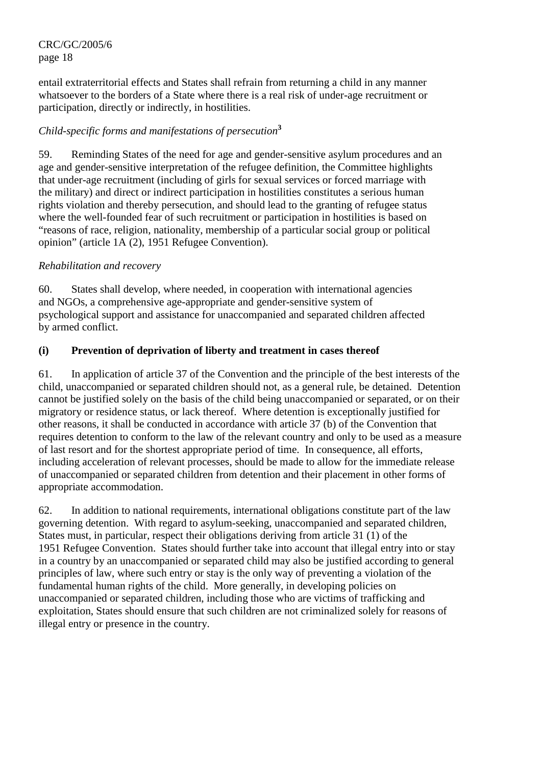entail extraterritorial effects and States shall refrain from returning a child in any manner whatsoever to the borders of a State where there is a real risk of under-age recruitment or participation, directly or indirectly, in hostilities.

*Child-specific forms and manifestations of persecution*[3]

59. Reminding States of the need for age and gender-sensitive asylum procedures and an age and gender-sensitive interpretation of the refugee definition, the Committee highlights that under-age recruitment (including of girls for sexual services or forced marriage with the military) and direct or indirect participation in hostilities constitutes a serious human rights violation and thereby persecution, and should lead to the granting of refugee status where the well-founded fear of such recruitment or participation in hostilities is based on "reasons of race, religion, nationality, membership of a particular social group or political opinion" (article 1A (2), 1951 Refugee Convention).

*Rehabilitation and recovery*

60. States shall develop, where needed, in cooperation with international agencies and NGOs, a comprehensive age-appropriate and gender-sensitive system of psychological support and assistance for unaccompanied and separated children affected by armed conflict.

**(i) Prevention of deprivation of liberty and treatment in cases thereof**

61. In application of article 37 of the Convention and the principle of the best interests of the child, unaccompanied or separated children should not, as a general rule, be detained. Detention cannot be justified solely on the basis of the child being unaccompanied or separated, or on their migratory or residence status, or lack thereof. Where detention is exceptionally justified for other reasons, it shall be conducted in accordance with article 37 (b) of the Convention that requires detention to conform to the law of the relevant country and only to be used as a measure of last resort and for the shortest appropriate period of time. In consequence, all efforts, including acceleration of relevant processes, should be made to allow for the immediate release of unaccompanied or separated children from detention and their placement in other forms of appropriate accommodation.

62. In addition to national requirements, international obligations constitute part of the law governing detention. With regard to asylum-seeking, unaccompanied and separated children, States must, in particular, respect their obligations deriving from article 31 (1) of the 1951 Refugee Convention. States should further take into account that illegal entry into or stay in a country by an unaccompanied or separated child may also be justified according to general principles of law, where such entry or stay is the only way of preventing a violation of the fundamental human rights of the child. More generally, in developing policies on unaccompanied or separated children, including those who are victims of trafficking and exploitation, States should ensure that such children are not criminalized solely for reasons of illegal entry or presence in the country.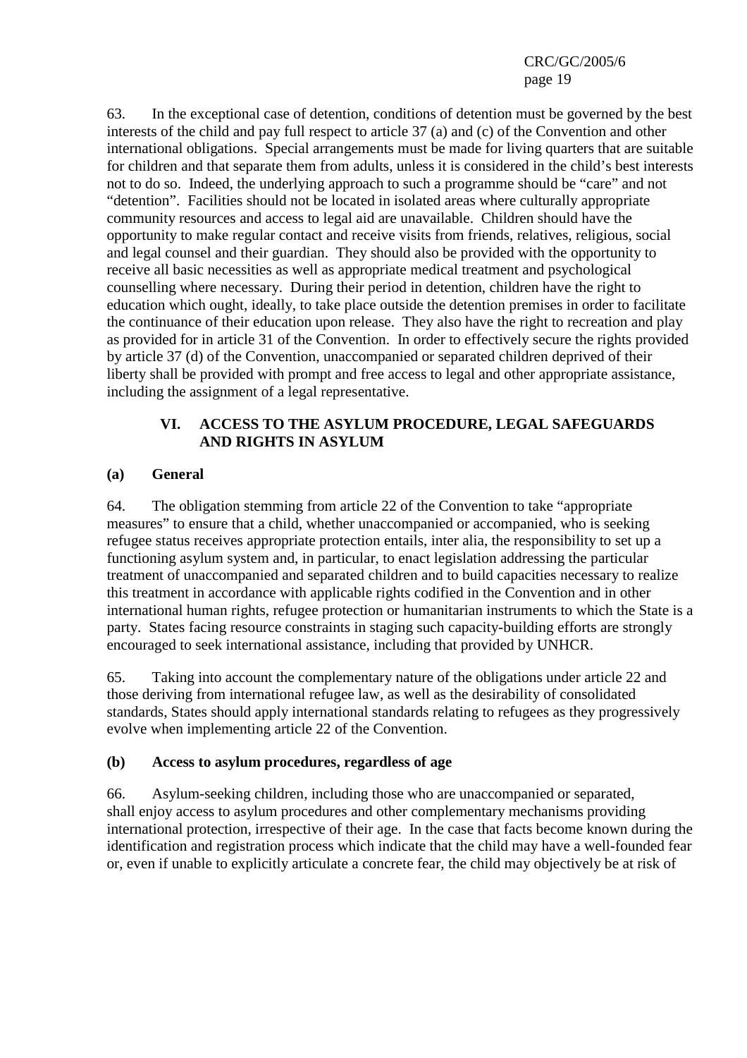63. In the exceptional case of detention, conditions of detention must be governed by the best interests of the child and pay full respect to article 37 (a) and (c) of the Convention and other international obligations. Special arrangements must be made for living quarters that are suitable for children and that separate them from adults, unless it is considered in the child's best interests not to do so. Indeed, the underlying approach to such a programme should be "care" and not "detention". Facilities should not be located in isolated areas where culturally appropriate community resources and access to legal aid are unavailable. Children should have the opportunity to make regular contact and receive visits from friends, relatives, religious, social and legal counsel and their guardian. They should also be provided with the opportunity to receive all basic necessities as well as appropriate medical treatment and psychological counselling where necessary. During their period in detention, children have the right to education which ought, ideally, to take place outside the detention premises in order to facilitate the continuance of their education upon release. They also have the right to recreation and play as provided for in article 31 of the Convention. In order to effectively secure the rights provided by article 37 (d) of the Convention, unaccompanied or separated children deprived of their liberty shall be provided with prompt and free access to legal and other appropriate assistance, including the assignment of a legal representative.

## VI. ACCESS TO THE ASYLUM PROCEDURE, LEGAL SAFEGUARDS AND RIGHTS IN ASYLUM

### (a) General

64. The obligation stemming from article 22 of the Convention to take "appropriate measures" to ensure that a child, whether unaccompanied or accompanied, who is seeking refugee status receives appropriate protection entails, inter alia, the responsibility to set up a functioning asylum system and, in particular, to enact legislation addressing the particular treatment of unaccompanied and separated children and to build capacities necessary to realize this treatment in accordance with applicable rights codified in the Convention and in other international human rights, refugee protection or humanitarian instruments to which the State is a party. States facing resource constraints in staging such capacity-building efforts are strongly encouraged to seek international assistance, including that provided by UNHCR.

65. Taking into account the complementary nature of the obligations under article 22 and those deriving from international refugee law, as well as the desirability of consolidated standards, States should apply international standards relating to refugees as they progressively evolve when implementing article 22 of the Convention.

### (b) Access to asylum procedures, regardless of age

66. Asylum-seeking children, including those who are unaccompanied or separated, shall enjoy access to asylum procedures and other complementary mechanisms providing international protection, irrespective of their age. In the case that facts become known during the identification and registration process which indicate that the child may have a well-founded fear or, even if unable to explicitly articulate a concrete fear, the child may objectively be at risk of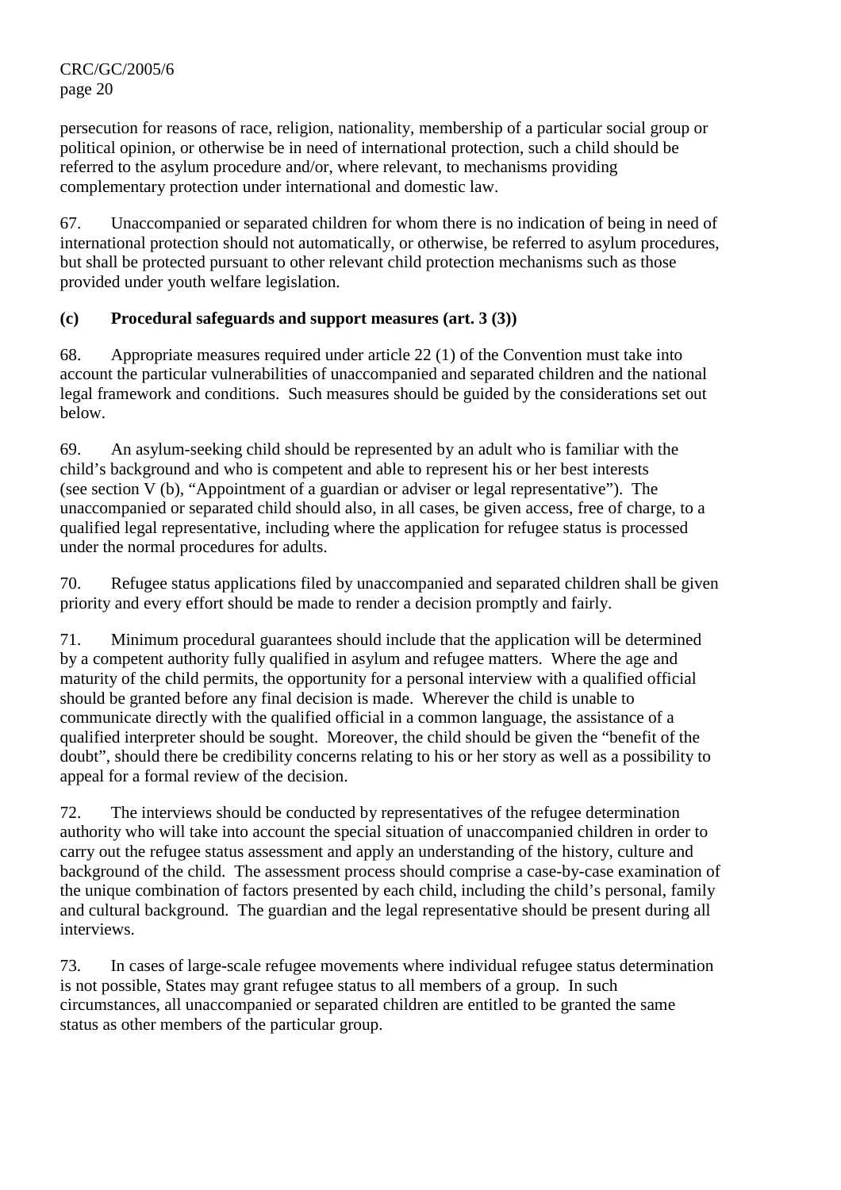persecution for reasons of race, religion, nationality, membership of a particular social group or political opinion, or otherwise be in need of international protection, such a child should be referred to the asylum procedure and/or, where relevant, to mechanisms providing complementary protection under international and domestic law.

67. Unaccompanied or separated children for whom there is no indication of being in need of international protection should not automatically, or otherwise, be referred to asylum procedures, but shall be protected pursuant to other relevant child protection mechanisms such as those provided under youth welfare legislation.

**(c) Procedural safeguards and support measures (art. 3 (3))**

68. Appropriate measures required under article 22 (1) of the Convention must take into account the particular vulnerabilities of unaccompanied and separated children and the national legal framework and conditions. Such measures should be guided by the considerations set out below.

69. An asylum-seeking child should be represented by an adult who is familiar with the child's background and who is competent and able to represent his or her best interests (see section V (b), "Appointment of a guardian or adviser or legal representative"). The unaccompanied or separated child should also, in all cases, be given access, free of charge, to a qualified legal representative, including where the application for refugee status is processed under the normal procedures for adults.

70. Refugee status applications filed by unaccompanied and separated children shall be given priority and every effort should be made to render a decision promptly and fairly.

71. Minimum procedural guarantees should include that the application will be determined by a competent authority fully qualified in asylum and refugee matters. Where the age and maturity of the child permits, the opportunity for a personal interview with a qualified official should be granted before any final decision is made. Wherever the child is unable to communicate directly with the qualified official in a common language, the assistance of a qualified interpreter should be sought. Moreover, the child should be given the "benefit of the doubt", should there be credibility concerns relating to his or her story as well as a possibility to appeal for a formal review of the decision.

72. The interviews should be conducted by representatives of the refugee determination authority who will take into account the special situation of unaccompanied children in order to carry out the refugee status assessment and apply an understanding of the history, culture and background of the child. The assessment process should comprise a case-by-case examination of the unique combination of factors presented by each child, including the child's personal, family and cultural background. The guardian and the legal representative should be present during all interviews.

73. In cases of large-scale refugee movements where individual refugee status determination is not possible, States may grant refugee status to all members of a group. In such circumstances, all unaccompanied or separated children are entitled to be granted the same status as other members of the particular group.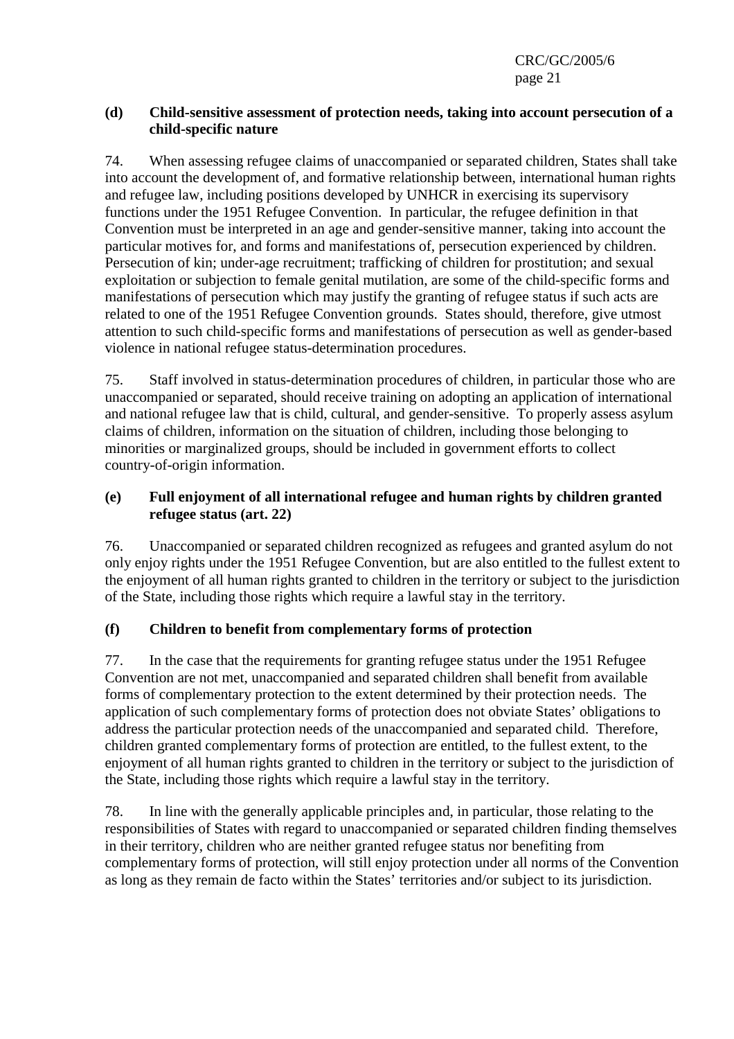### (d) Child-sensitive assessment of protection needs, taking into account persecution of a child-specific nature

74. When assessing refugee claims of unaccompanied or separated children, States shall take into account the development of, and formative relationship between, international human rights and refugee law, including positions developed by UNHCR in exercising its supervisory functions under the 1951 Refugee Convention. In particular, the refugee definition in that Convention must be interpreted in an age and gender-sensitive manner, taking into account the particular motives for, and forms and manifestations of, persecution experienced by children. Persecution of kin; under-age recruitment; trafficking of children for prostitution; and sexual exploitation or subjection to female genital mutilation, are some of the child-specific forms and manifestations of persecution which may justify the granting of refugee status if such acts are related to one of the 1951 Refugee Convention grounds. States should, therefore, give utmost attention to such child-specific forms and manifestations of persecution as well as gender-based violence in national refugee status-determination procedures.

75. Staff involved in status-determination procedures of children, in particular those who are unaccompanied or separated, should receive training on adopting an application of international and national refugee law that is child, cultural, and gender-sensitive. To properly assess asylum claims of children, information on the situation of children, including those belonging to minorities or marginalized groups, should be included in government efforts to collect country-of-origin information.

### (e) Full enjoyment of all international refugee and human rights by children granted refugee status (art. 22)

76. Unaccompanied or separated children recognized as refugees and granted asylum do not only enjoy rights under the 1951 Refugee Convention, but are also entitled to the fullest extent to the enjoyment of all human rights granted to children in the territory or subject to the jurisdiction of the State, including those rights which require a lawful stay in the territory.

### (f) Children to benefit from complementary forms of protection

77. In the case that the requirements for granting refugee status under the 1951 Refugee Convention are not met, unaccompanied and separated children shall benefit from available forms of complementary protection to the extent determined by their protection needs. The application of such complementary forms of protection does not obviate States' obligations to address the particular protection needs of the unaccompanied and separated child. Therefore, children granted complementary forms of protection are entitled, to the fullest extent, to the enjoyment of all human rights granted to children in the territory or subject to the jurisdiction of the State, including those rights which require a lawful stay in the territory.

78. In line with the generally applicable principles and, in particular, those relating to the responsibilities of States with regard to unaccompanied or separated children finding themselves in their territory, children who are neither granted refugee status nor benefiting from complementary forms of protection, will still enjoy protection under all norms of the Convention as long as they remain de facto within the States' territories and/or subject to its jurisdiction.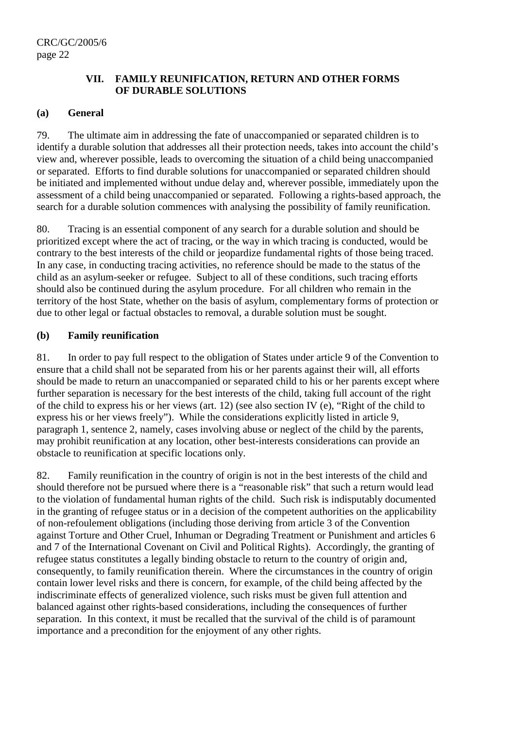## VII. FAMILY REUNIFICATION, RETURN AND OTHER FORMS OF DURABLE SOLUTIONS

### (a) General

79. The ultimate aim in addressing the fate of unaccompanied or separated children is to identify a durable solution that addresses all their protection needs, takes into account the child's view and, wherever possible, leads to overcoming the situation of a child being unaccompanied or separated. Efforts to find durable solutions for unaccompanied or separated children should be initiated and implemented without undue delay and, wherever possible, immediately upon the assessment of a child being unaccompanied or separated. Following a rights-based approach, the search for a durable solution commences with analysing the possibility of family reunification.

80. Tracing is an essential component of any search for a durable solution and should be prioritized except where the act of tracing, or the way in which tracing is conducted, would be contrary to the best interests of the child or jeopardize fundamental rights of those being traced. In any case, in conducting tracing activities, no reference should be made to the status of the child as an asylum-seeker or refugee. Subject to all of these conditions, such tracing efforts should also be continued during the asylum procedure. For all children who remain in the territory of the host State, whether on the basis of asylum, complementary forms of protection or due to other legal or factual obstacles to removal, a durable solution must be sought.

### (b) Family reunification

81. In order to pay full respect to the obligation of States under article 9 of the Convention to ensure that a child shall not be separated from his or her parents against their will, all efforts should be made to return an unaccompanied or separated child to his or her parents except where further separation is necessary for the best interests of the child, taking full account of the right of the child to express his or her views (art. 12) (see also section IV (e), "Right of the child to express his or her views freely"). While the considerations explicitly listed in article 9, paragraph 1, sentence 2, namely, cases involving abuse or neglect of the child by the parents, may prohibit reunification at any location, other best-interests considerations can provide an obstacle to reunification at specific locations only.

82. Family reunification in the country of origin is not in the best interests of the child and should therefore not be pursued where there is a "reasonable risk" that such a return would lead to the violation of fundamental human rights of the child. Such risk is indisputably documented in the granting of refugee status or in a decision of the competent authorities on the applicability of non-refoulement obligations (including those deriving from article 3 of the Convention against Torture and Other Cruel, Inhuman or Degrading Treatment or Punishment and articles 6 and 7 of the International Covenant on Civil and Political Rights). Accordingly, the granting of refugee status constitutes a legally binding obstacle to return to the country of origin and, consequently, to family reunification therein. Where the circumstances in the country of origin contain lower level risks and there is concern, for example, of the child being affected by the indiscriminate effects of generalized violence, such risks must be given full attention and balanced against other rights-based considerations, including the consequences of further separation. In this context, it must be recalled that the survival of the child is of paramount importance and a precondition for the enjoyment of any other rights.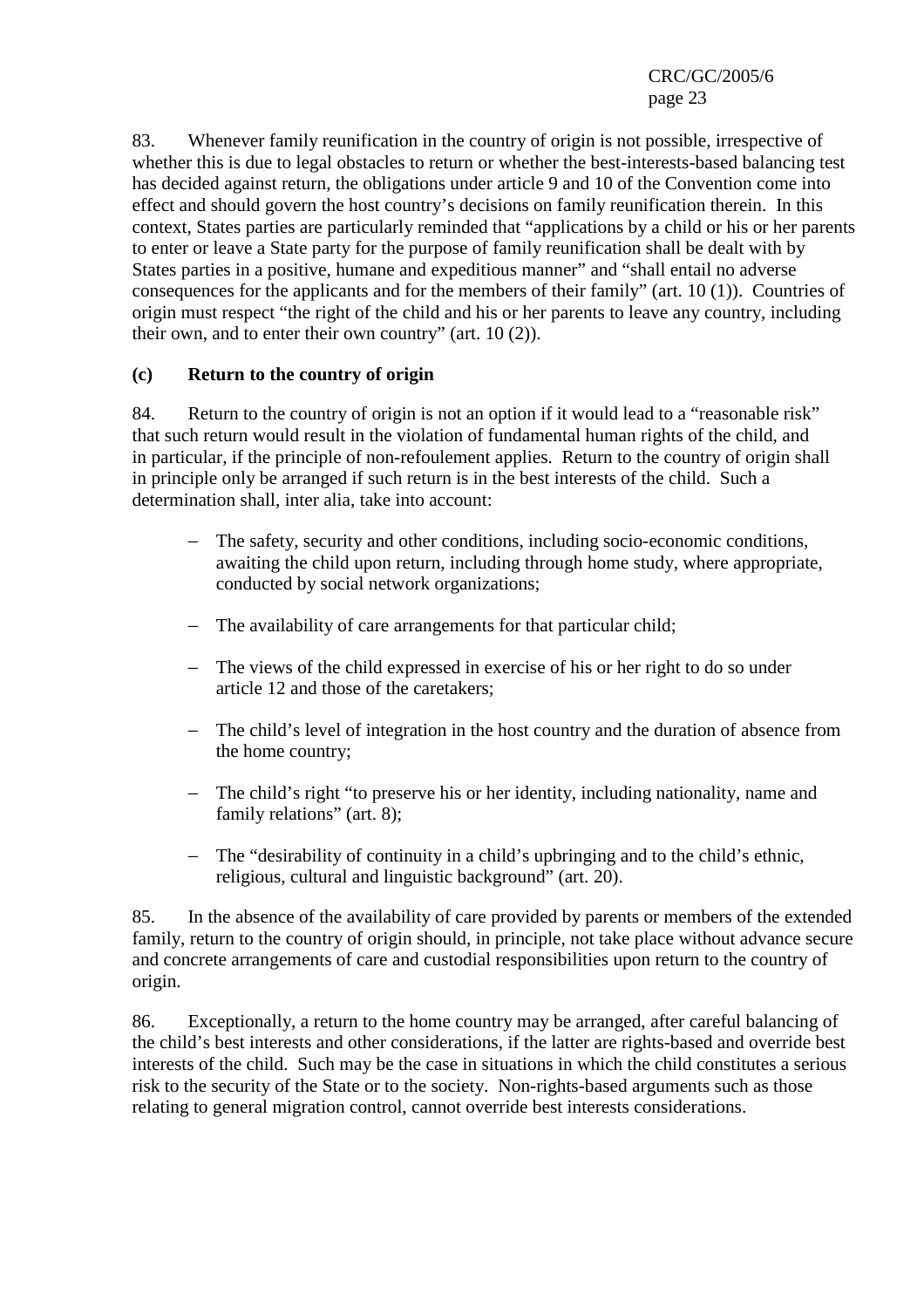83. Whenever family reunification in the country of origin is not possible, irrespective of whether this is due to legal obstacles to return or whether the best-interests-based balancing test has decided against return, the obligations under article 9 and 10 of the Convention come into effect and should govern the host country's decisions on family reunification therein. In this context, States parties are particularly reminded that "applications by a child or his or her parents to enter or leave a State party for the purpose of family reunification shall be dealt with by States parties in a positive, humane and expeditious manner" and "shall entail no adverse consequences for the applicants and for the members of their family" (art. 10 (1)). Countries of origin must respect "the right of the child and his or her parents to leave any country, including their own, and to enter their own country" (art. 10 (2)).

**(c) Return to the country of origin**

84. Return to the country of origin is not an option if it would lead to a "reasonable risk" that such return would result in the violation of fundamental human rights of the child, and in particular, if the principle of non-refoulement applies. Return to the country of origin shall in principle only be arranged if such return is in the best interests of the child. Such a determination shall, inter alia, take into account:

- The safety, security and other conditions, including socio-economic conditions, awaiting the child upon return, including through home study, where appropriate, conducted by social network organizations;
- The availability of care arrangements for that particular child;
- The views of the child expressed in exercise of his or her right to do so under article 12 and those of the caretakers;
- The child's level of integration in the host country and the duration of absence from the home country;
- The child's right "to preserve his or her identity, including nationality, name and family relations" (art. 8);
- The "desirability of continuity in a child's upbringing and to the child's ethnic, religious, cultural and linguistic background" (art. 20).

85. In the absence of the availability of care provided by parents or members of the extended family, return to the country of origin should, in principle, not take place without advance secure and concrete arrangements of care and custodial responsibilities upon return to the country of origin.

86. Exceptionally, a return to the home country may be arranged, after careful balancing of the child's best interests and other considerations, if the latter are rights-based and override best interests of the child. Such may be the case in situations in which the child constitutes a serious risk to the security of the State or to the society. Non-rights-based arguments such as those relating to general migration control, cannot override best interests considerations.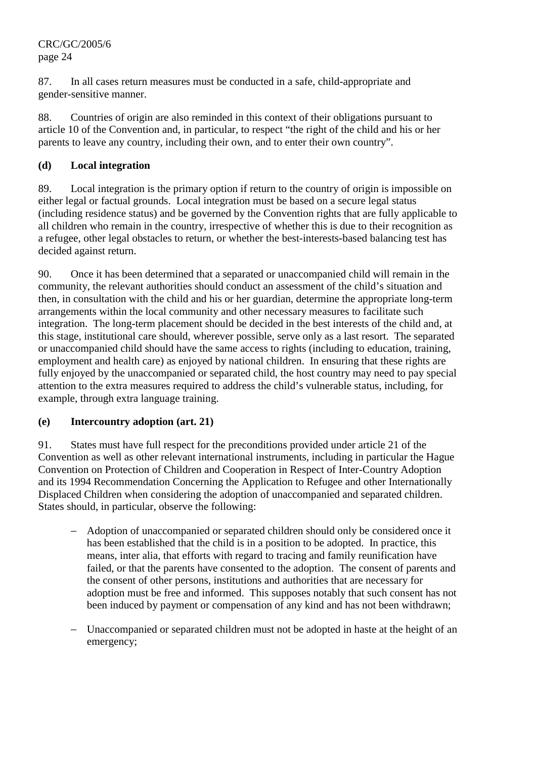87. In all cases return measures must be conducted in a safe, child-appropriate and gender-sensitive manner.

88. Countries of origin are also reminded in this context of their obligations pursuant to article 10 of the Convention and, in particular, to respect "the right of the child and his or her parents to leave any country, including their own, and to enter their own country".

### (d) Local integration

89. Local integration is the primary option if return to the country of origin is impossible on either legal or factual grounds. Local integration must be based on a secure legal status (including residence status) and be governed by the Convention rights that are fully applicable to all children who remain in the country, irrespective of whether this is due to their recognition as a refugee, other legal obstacles to return, or whether the best-interests-based balancing test has decided against return.

90. Once it has been determined that a separated or unaccompanied child will remain in the community, the relevant authorities should conduct an assessment of the child's situation and then, in consultation with the child and his or her guardian, determine the appropriate long-term arrangements within the local community and other necessary measures to facilitate such integration. The long-term placement should be decided in the best interests of the child and, at this stage, institutional care should, wherever possible, serve only as a last resort. The separated or unaccompanied child should have the same access to rights (including to education, training, employment and health care) as enjoyed by national children. In ensuring that these rights are fully enjoyed by the unaccompanied or separated child, the host country may need to pay special attention to the extra measures required to address the child's vulnerable status, including, for example, through extra language training.

### (e) Intercountry adoption (art. 21)

91. States must have full respect for the preconditions provided under article 21 of the Convention as well as other relevant international instruments, including in particular the Hague Convention on Protection of Children and Cooperation in Respect of Inter-Country Adoption and its 1994 Recommendation Concerning the Application to Refugee and other Internationally Displaced Children when considering the adoption of unaccompanied and separated children. States should, in particular, observe the following:

- Adoption of unaccompanied or separated children should only be considered once it has been established that the child is in a position to be adopted. In practice, this means, inter alia, that efforts with regard to tracing and family reunification have failed, or that the parents have consented to the adoption. The consent of parents and the consent of other persons, institutions and authorities that are necessary for adoption must be free and informed. This supposes notably that such consent has not been induced by payment or compensation of any kind and has not been withdrawn;

- Unaccompanied or separated children must not be adopted in haste at the height of an emergency;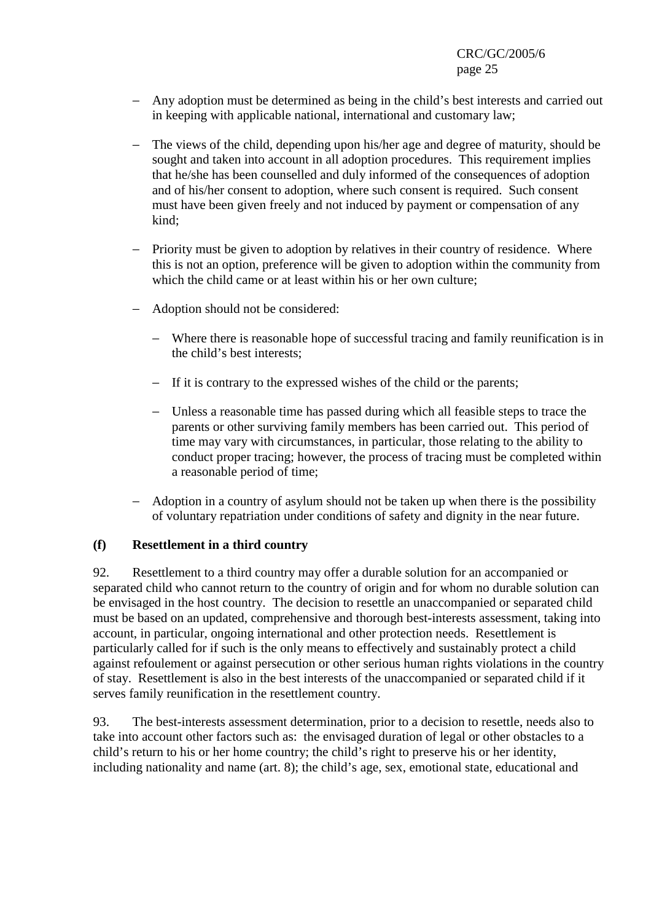- Any adoption must be determined as being in the child's best interests and carried out in keeping with applicable national, international and customary law;

- The views of the child, depending upon his/her age and degree of maturity, should be sought and taken into account in all adoption procedures. This requirement implies that he/she has been counselled and duly informed of the consequences of adoption and of his/her consent to adoption, where such consent is required. Such consent must have been given freely and not induced by payment or compensation of any kind;

- Priority must be given to adoption by relatives in their country of residence. Where this is not an option, preference will be given to adoption within the community from which the child came or at least within his or her own culture;

- Adoption should not be considered:

  - Where there is reasonable hope of successful tracing and family reunification is in the child's best interests;

  - If it is contrary to the expressed wishes of the child or the parents;

  - Unless a reasonable time has passed during which all feasible steps to trace the parents or other surviving family members has been carried out. This period of time may vary with circumstances, in particular, those relating to the ability to conduct proper tracing; however, the process of tracing must be completed within a reasonable period of time;

- Adoption in a country of asylum should not be taken up when there is the possibility of voluntary repatriation under conditions of safety and dignity in the near future.

**(f) Resettlement in a third country**

92. Resettlement to a third country may offer a durable solution for an accompanied or separated child who cannot return to the country of origin and for whom no durable solution can be envisaged in the host country. The decision to resettle an unaccompanied or separated child must be based on an updated, comprehensive and thorough best-interests assessment, taking into account, in particular, ongoing international and other protection needs. Resettlement is particularly called for if such is the only means to effectively and sustainably protect a child against refoulement or against persecution or other serious human rights violations in the country of stay. Resettlement is also in the best interests of the unaccompanied or separated child if it serves family reunification in the resettlement country.

93. The best-interests assessment determination, prior to a decision to resettle, needs also to take into account other factors such as: the envisaged duration of legal or other obstacles to a child's return to his or her home country; the child's right to preserve his or her identity, including nationality and name (art. 8); the child's age, sex, emotional state, educational and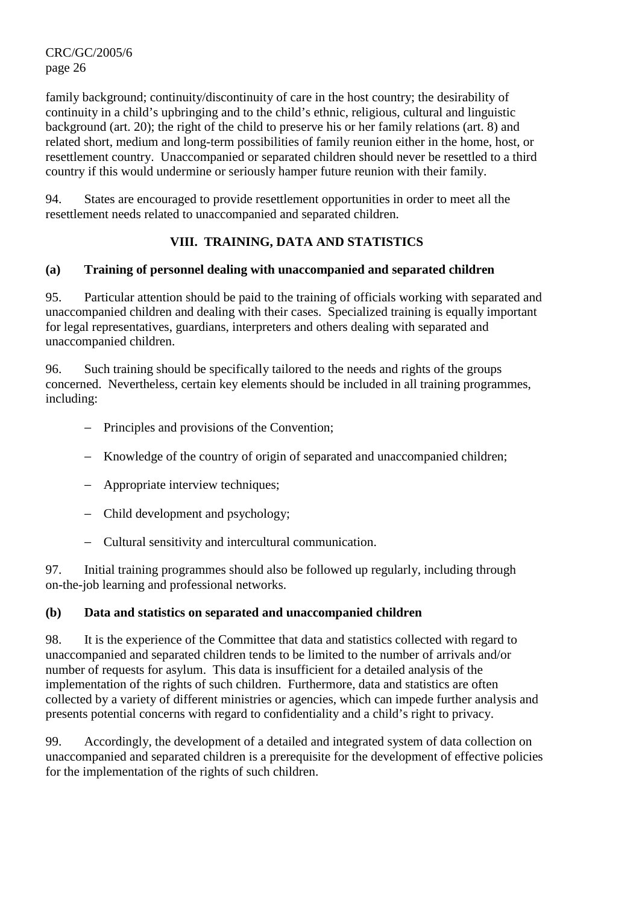family background; continuity/discontinuity of care in the host country; the desirability of continuity in a child's upbringing and to the child's ethnic, religious, cultural and linguistic background (art. 20); the right of the child to preserve his or her family relations (art. 8) and related short, medium and long-term possibilities of family reunion either in the home, host, or resettlement country. Unaccompanied or separated children should never be resettled to a third country if this would undermine or seriously hamper future reunion with their family.

94. States are encouraged to provide resettlement opportunities in order to meet all the resettlement needs related to unaccompanied and separated children.

## VIII. TRAINING, DATA AND STATISTICS

### (a) Training of personnel dealing with unaccompanied and separated children

95. Particular attention should be paid to the training of officials working with separated and unaccompanied children and dealing with their cases. Specialized training is equally important for legal representatives, guardians, interpreters and others dealing with separated and unaccompanied children.

96. Such training should be specifically tailored to the needs and rights of the groups concerned. Nevertheless, certain key elements should be included in all training programmes, including:

- Principles and provisions of the Convention;
- Knowledge of the country of origin of separated and unaccompanied children;
- Appropriate interview techniques;
- Child development and psychology;
- Cultural sensitivity and intercultural communication.

97. Initial training programmes should also be followed up regularly, including through on-the-job learning and professional networks.

### (b) Data and statistics on separated and unaccompanied children

98. It is the experience of the Committee that data and statistics collected with regard to unaccompanied and separated children tends to be limited to the number of arrivals and/or number of requests for asylum. This data is insufficient for a detailed analysis of the implementation of the rights of such children. Furthermore, data and statistics are often collected by a variety of different ministries or agencies, which can impede further analysis and presents potential concerns with regard to confidentiality and a child's right to privacy.

99. Accordingly, the development of a detailed and integrated system of data collection on unaccompanied and separated children is a prerequisite for the development of effective policies for the implementation of the rights of such children.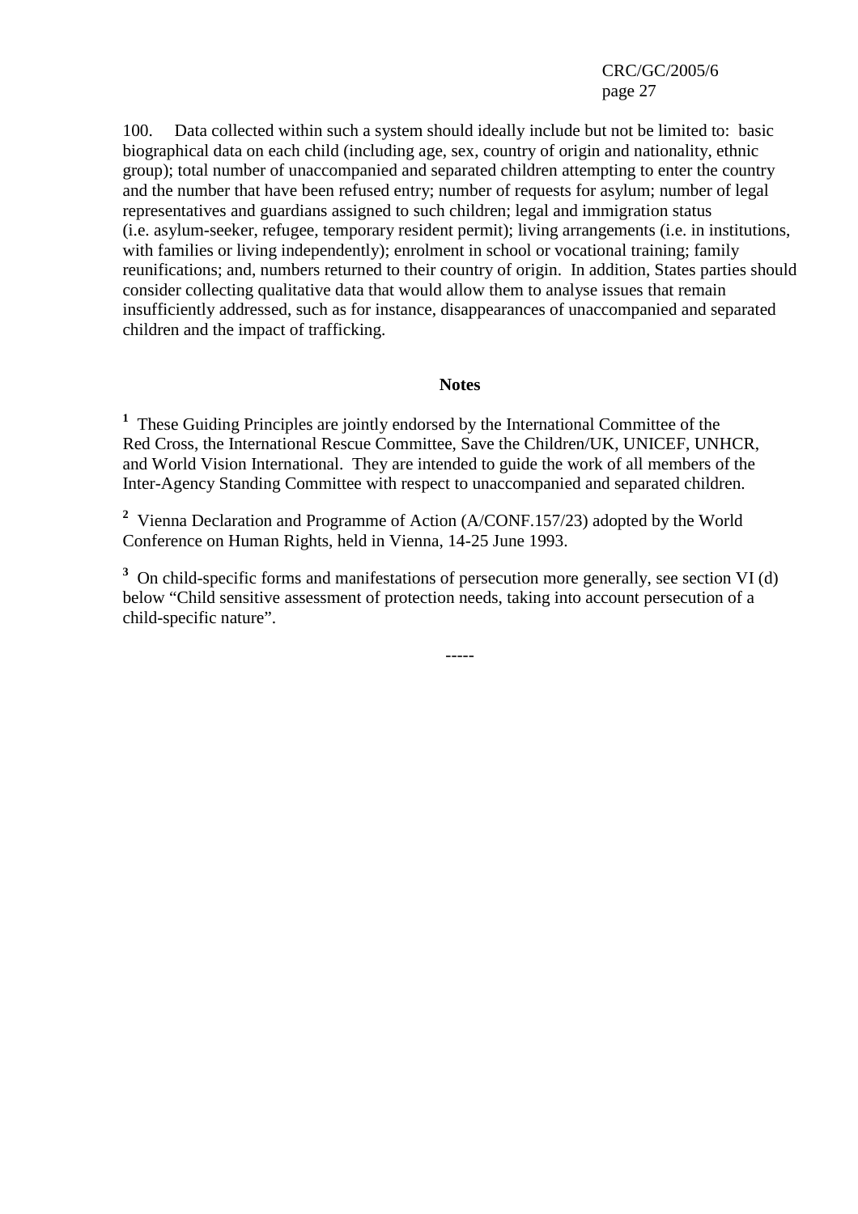100. Data collected within such a system should ideally include but not be limited to: basic biographical data on each child (including age, sex, country of origin and nationality, ethnic group); total number of unaccompanied and separated children attempting to enter the country and the number that have been refused entry; number of requests for asylum; number of legal representatives and guardians assigned to such children; legal and immigration status (i.e. asylum-seeker, refugee, temporary resident permit); living arrangements (i.e. in institutions, with families or living independently); enrolment in school or vocational training; family reunifications; and, numbers returned to their country of origin. In addition, States parties should consider collecting qualitative data that would allow them to analyse issues that remain insufficiently addressed, such as for instance, disappearances of unaccompanied and separated children and the impact of trafficking.

**Notes**

[1] These Guiding Principles are jointly endorsed by the International Committee of the Red Cross, the International Rescue Committee, Save the Children/UK, UNICEF, UNHCR, and World Vision International. They are intended to guide the work of all members of the Inter-Agency Standing Committee with respect to unaccompanied and separated children.

[2] Vienna Declaration and Programme of Action (A/CONF.157/23) adopted by the World Conference on Human Rights, held in Vienna, 14-25 June 1993.

[3] On child-specific forms and manifestations of persecution more generally, see section VI (d) below “Child sensitive assessment of protection needs, taking into account persecution of a child-specific nature”.

-----